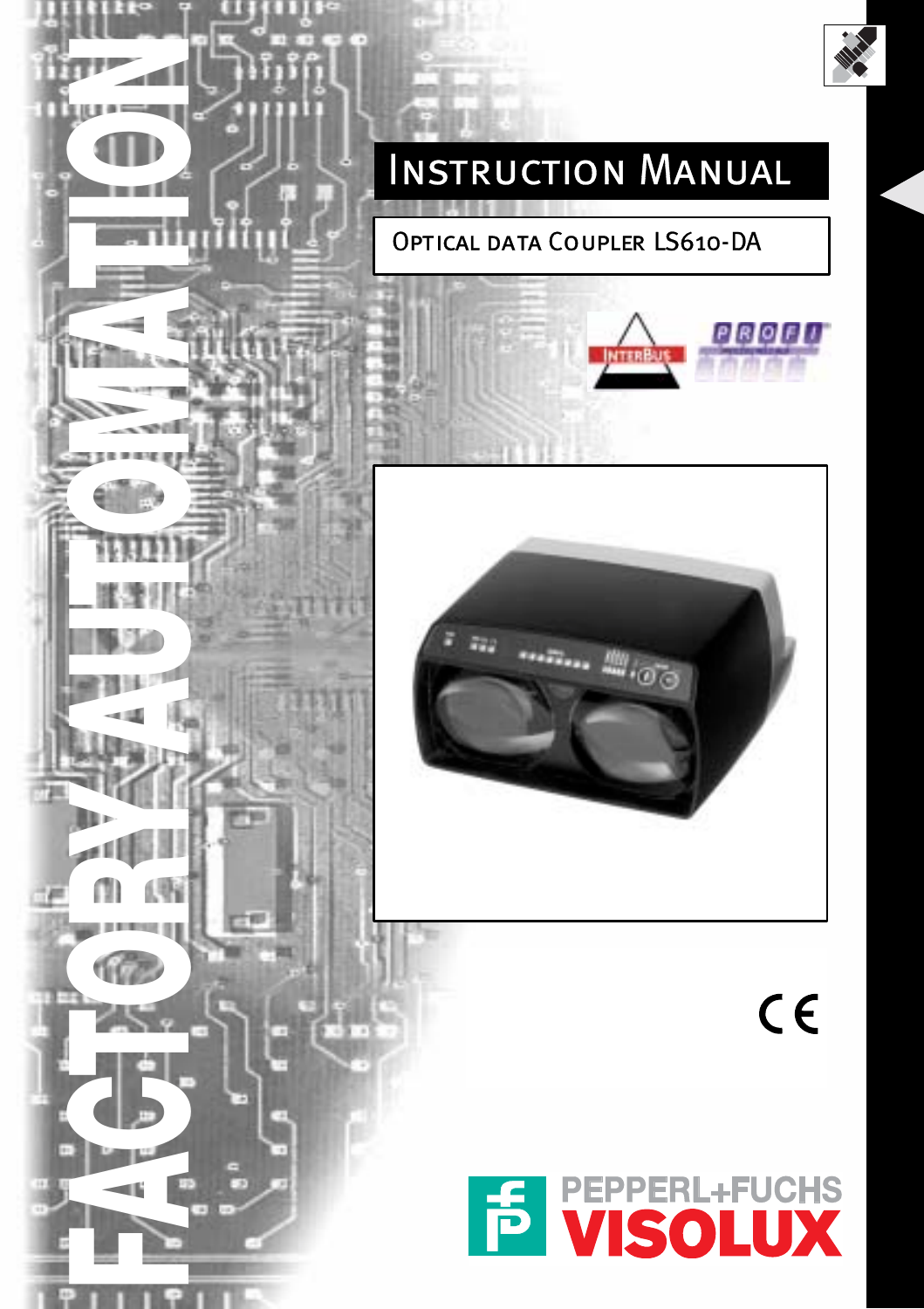FACTORY AUTOMATION

# Instruction Manual

## Optical data Coupler LS610-DA

PEPPERL+FUCHS

VISOLUX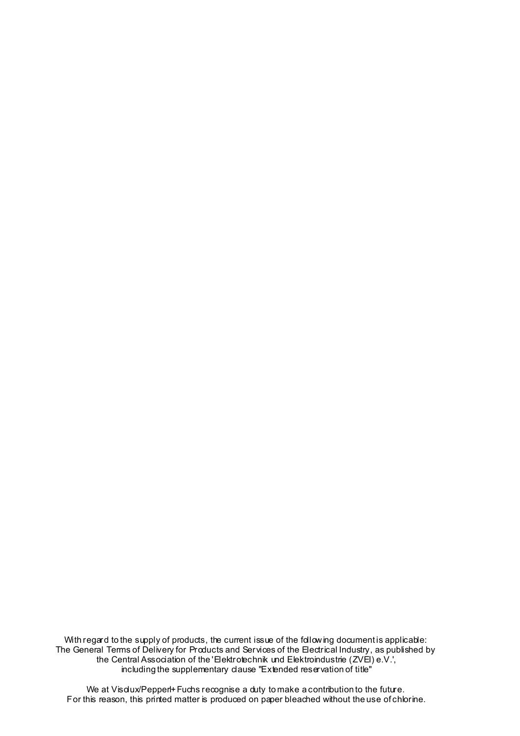With regard to the supply of products, the current issue of the following document is applicable:
The General Terms of Delivery for Products and Services of the Electrical Industry, as published by
the Central Association of the 'Elektrotechnik und Elektroindustrie (ZVEI) e.V.',
including the supplementary clause "Extended reservation of title"

We at Visolux/Pepperl+Fuchs recognise a duty to make a contribution to the future.
For this reason, this printed matter is produced on paper bleached without the use of chlorine.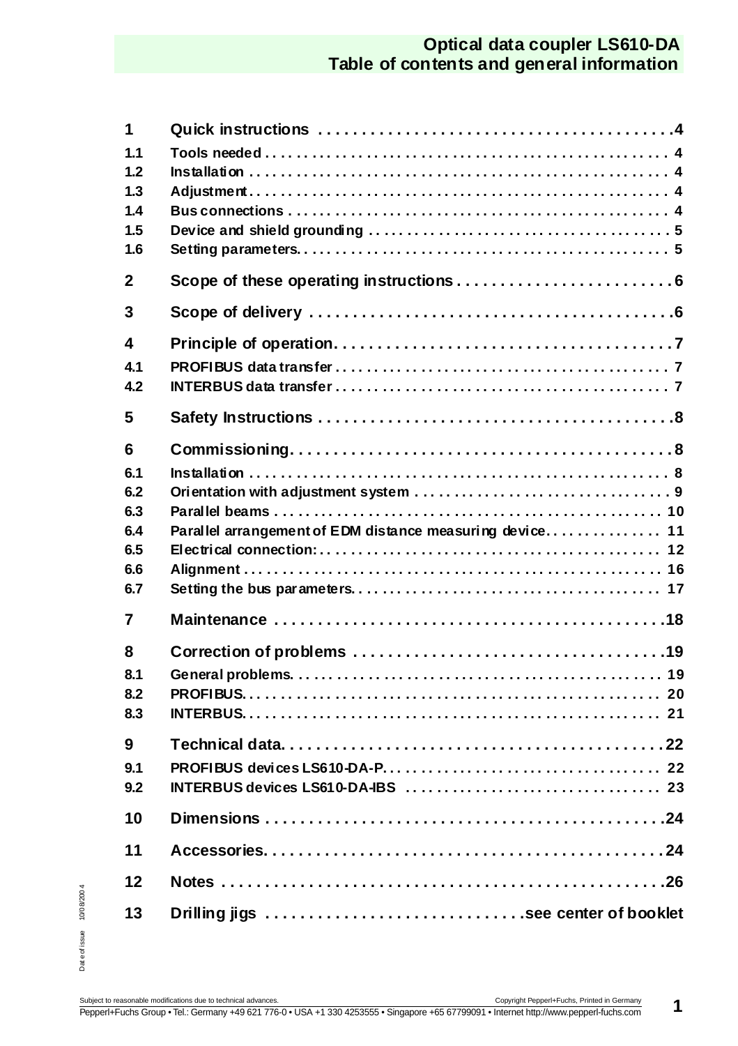| | | |
|---|---|---|
| **1** | **Quick instructions** | **4** |
| 1.1 | Tools needed | 4 |
| 1.2 | Installation | 4 |
| 1.3 | Adjustment | 4 |
| 1.4 | Bus connections | 4 |
| 1.5 | Device and shield grounding | 5 |
| 1.6 | Setting parameters. | 5 |
| **2** | **Scope of these operating instructions** | **6** |
| **3** | **Scope of delivery** | **6** |
| **4** | **Principle of operation.** | **7** |
| 4.1 | PROFIBUS data transfer | 7 |
| 4.2 | INTERBUS data transfer | 7 |
| **5** | **Safety Instructions** | **8** |
| **6** | **Commissioning.** | **8** |
| 6.1 | Installation | 8 |
| 6.2 | Orientation with adjustment system | 9 |
| 6.3 | Parallel beams | 10 |
| 6.4 | Parallel arrangement of EDM distance measuring device. | 11 |
| 6.5 | Electrical connection: | 12 |
| 6.6 | Alignment | 16 |
| 6.7 | Setting the bus parameters. | 17 |
| **7** | **Maintenance** | **18** |
| **8** | **Correction of problems** | **19** |
| 8.1 | General problems. | 19 |
| 8.2 | PROFIBUS. | 20 |
| 8.3 | INTERBUS. | 21 |
| **9** | **Technical data.** | **22** |
| 9.1 | PROFIBUS devices LS610-DA-P. | 22 |
| 9.2 | INTERBUS devices LS610-DA-IBS | 23 |
| **10** | **Dimensions** | **24** |
| **11** | **Accessories.** | **24** |
| **12** | **Notes** | **26** |
| **13** | **Drilling jigs** | **see center of booklet** |

Date of issue 10/08/2004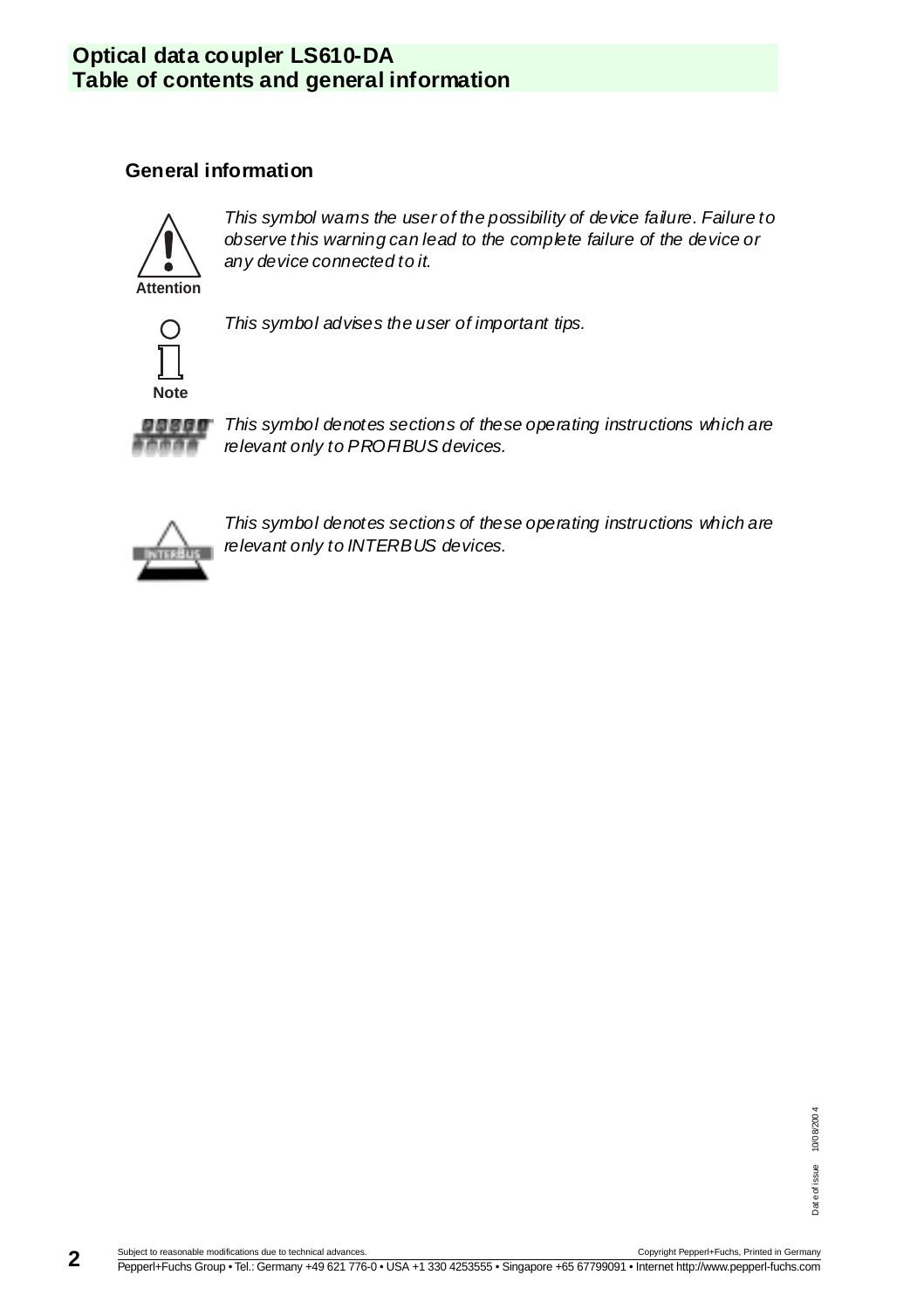## General information

**Attention**

*This symbol warns the user of the possibility of device failure. Failure to observe this warning can lead to the complete failure of the device or any device connected to it.*

**Note**

*This symbol advises the user of important tips.*

*This symbol denotes sections of these operating instructions which are relevant only to PROFIBUS devices.*

*This symbol denotes sections of these operating instructions which are relevant only to INTERBUS devices.*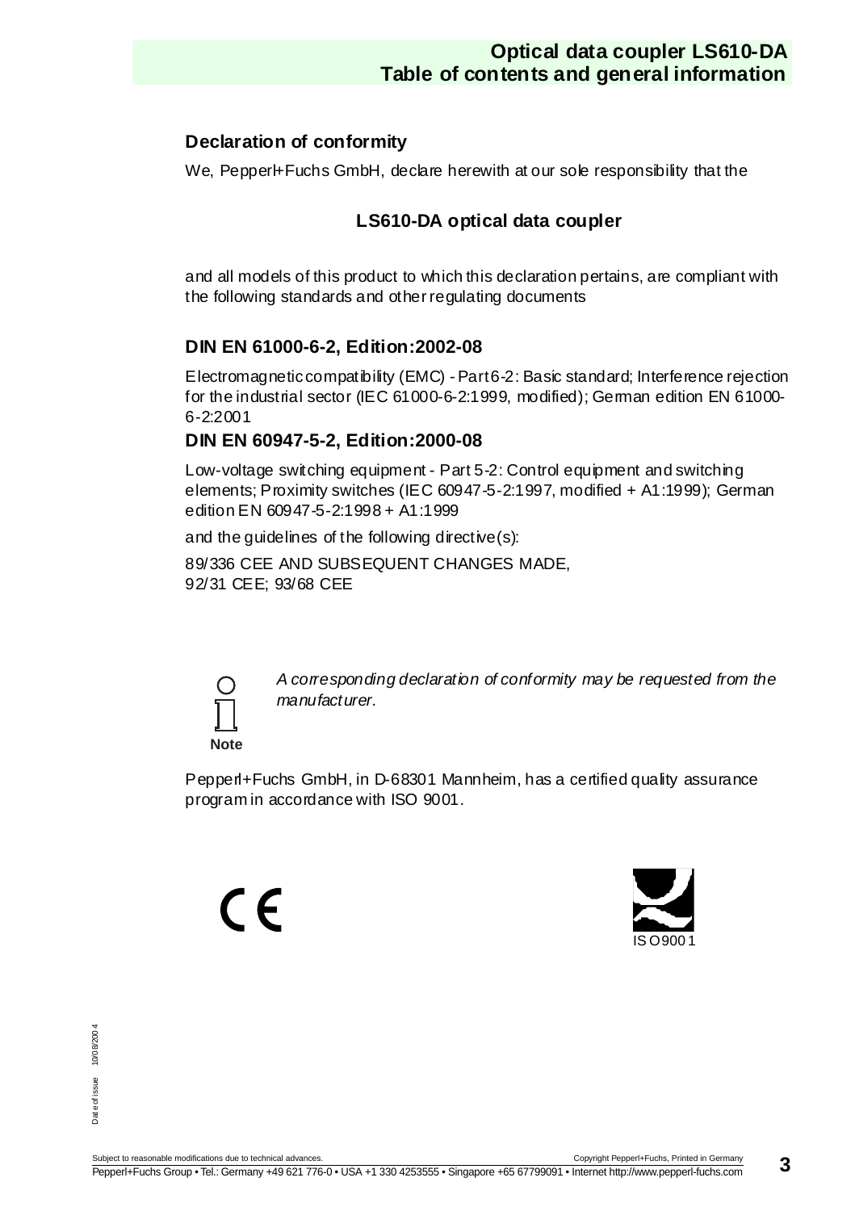## Declaration of conformity

We, Pepperl+Fuchs GmbH, declare herewith at our sole responsibility that the

**LS610-DA optical data coupler**

and all models of this product to which this declaration pertains, are compliant with the following standards and other regulating documents

### DIN EN 61000-6-2, Edition:2002-08

Electromagnetic compatibility (EMC) - Part 6-2: Basic standard; Interference rejection for the industrial sector (IEC 61000-6-2:1999, modified); German edition EN 61000-6-2:2001

### DIN EN 60947-5-2, Edition:2000-08

Low-voltage switching equipment - Part 5-2: Control equipment and switching elements; Proximity switches (IEC 60947-5-2:1997, modified + A1:1999); German edition EN 60947-5-2:1998 + A1:1999

and the guidelines of the following directive(s):

89/336 CEE AND SUBSEQUENT CHANGES MADE,
92/31 CEE; 93/68 CEE

**Note**

*A corresponding declaration of conformity may be requested from the manufacturer.*

Pepperl+Fuchs GmbH, in D-68301 Mannheim, has a certified quality assurance program in accordance with ISO 9001.

CE

ISO 9001

Date of issue 10/08/2004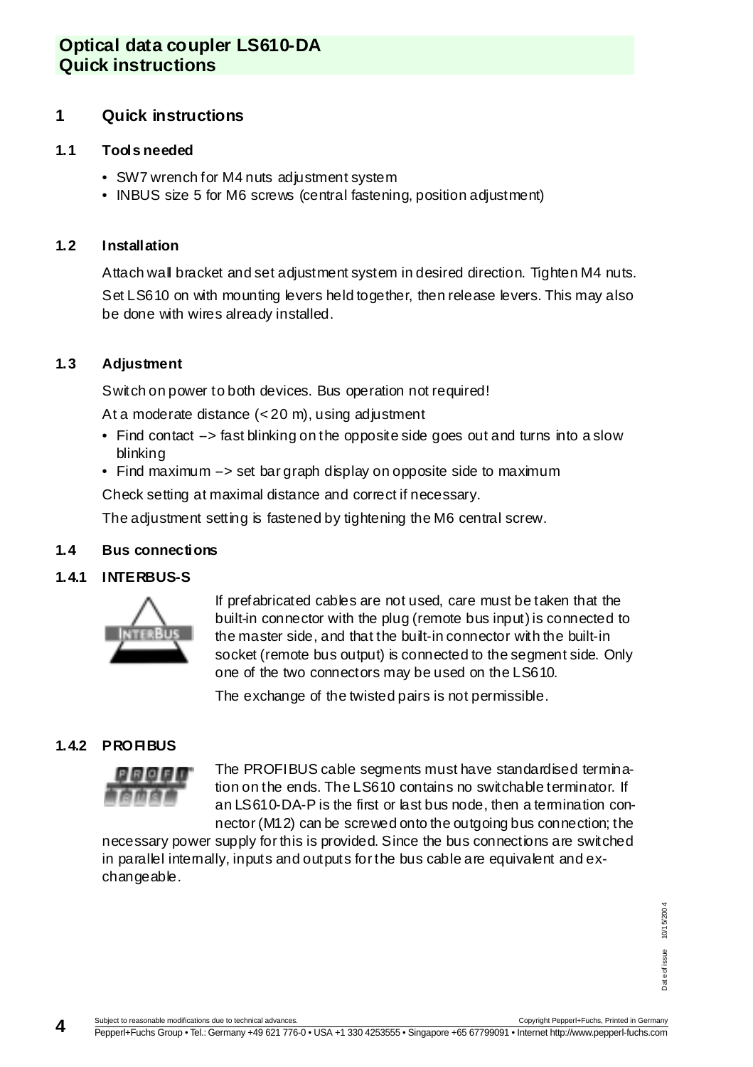# 1 Quick instructions

## 1.1 Tools needed

- SW7 wrench for M4 nuts adjustment system
- INBUS size 5 for M6 screws (central fastening, position adjustment)

## 1.2 Installation

Attach wall bracket and set adjustment system in desired direction. Tighten M4 nuts.

Set LS610 on with mounting levers held together, then release levers. This may also be done with wires already installed.

## 1.3 Adjustment

Switch on power to both devices. Bus operation not required!

At a moderate distance (< 20 m), using adjustment

- Find contact –> fast blinking on the opposite side goes out and turns into a slow blinking
- Find maximum –> set bar graph display on opposite side to maximum

Check setting at maximal distance and correct if necessary.

The adjustment setting is fastened by tightening the M6 central screw.

## 1.4 Bus connections

### 1.4.1 INTERBUS-S

If prefabricated cables are not used, care must be taken that the built-in connector with the plug (remote bus input) is connected to the master side, and that the built-in connector with the built-in socket (remote bus output) is connected to the segment side. Only one of the two connectors may be used on the LS610.

The exchange of the twisted pairs is not permissible.

### 1.4.2 PROFIBUS

The PROFIBUS cable segments must have standardised termination on the ends. The LS610 contains no switchable terminator. If an LS610-DA-P is the first or last bus node, then a termination connector (M12) can be screwed onto the outgoing bus connection; the necessary power supply for this is provided. Since the bus connections are switched in parallel internally, inputs and outputs for the bus cable are equivalent and exchangeable.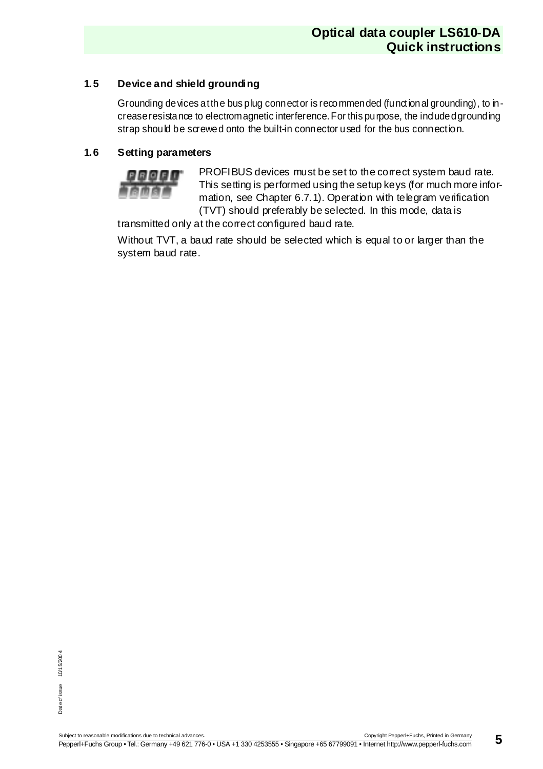## 1.5 Device and shield grounding

Grounding devices at the bus plug connector is recommended (functional grounding), to increase resistance to electromagnetic interference. For this purpose, the included grounding strap should be screwed onto the built-in connector used for the bus connection.

## 1.6 Setting parameters

PROFIBUS devices must be set to the correct system baud rate. This setting is performed using the setup keys (for much more information, see Chapter 6.7.1). Operation with telegram verification (TVT) should preferably be selected. In this mode, data is transmitted only at the correct configured baud rate.

Without TVT, a baud rate should be selected which is equal to or larger than the system baud rate.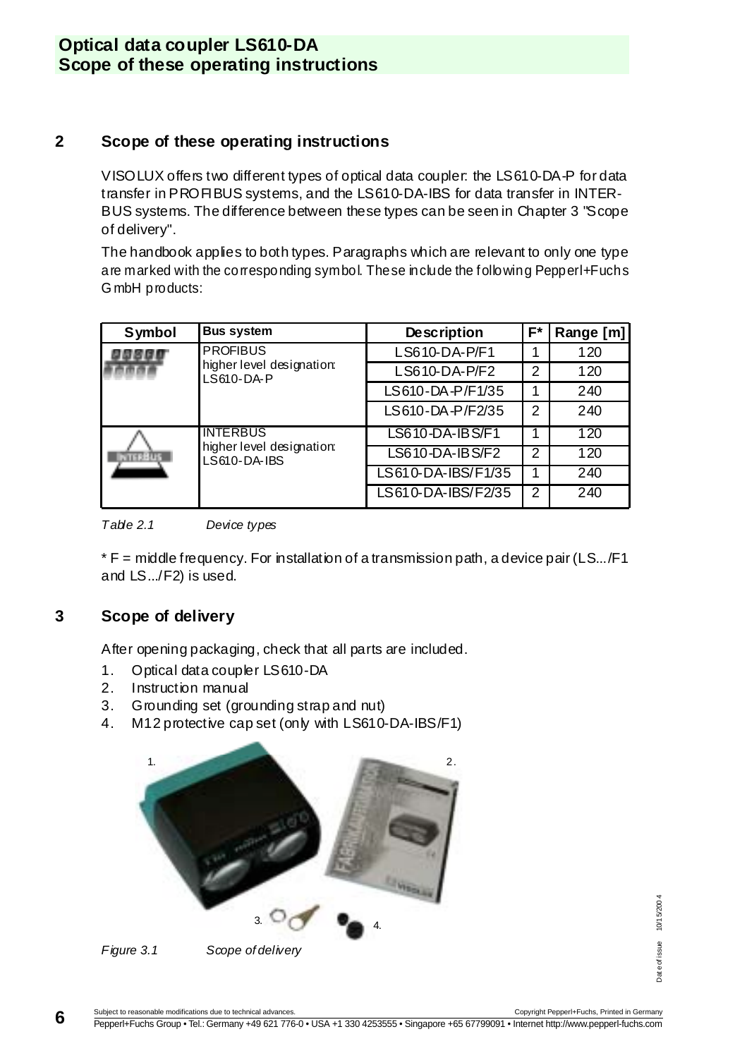## 2 Scope of these operating instructions

VISOLUX offers two different types of optical data coupler: the LS610-DA-P for data transfer in PROFIBUS systems, and the LS610-DA-IBS for data transfer in INTERBUS systems. The difference between these types can be seen in Chapter 3 "Scope of delivery".

The handbook applies to both types. Paragraphs which are relevant to only one type are marked with the corresponding symbol. These include the following Pepperl+Fuchs GmbH products:

| Symbol | Bus system | Description | F* | Range [m] |
|---|---|---|---|---|
| | PROFIBUS higher level designation: LS610-DA-P | LS610-DA-P/F1 | 1 | 120 |
| | | LS610-DA-P/F2 | 2 | 120 |
| | | LS610-DA-P/F1/35 | 1 | 240 |
| | | LS610-DA-P/F2/35 | 2 | 240 |
| | INTERBUS higher level designation: LS610-DA-IBS | LS610-DA-IBS/F1 | 1 | 120 |
| | | LS610-DA-IBS/F2 | 2 | 120 |
| | | LS610-DA-IBS/F1/35 | 1 | 240 |
| | | LS610-DA-IBS/F2/35 | 2 | 240 |

*Table 2.1 Device types*

* F = middle frequency. For installation of a transmission path, a device pair (LS.../F1 and LS.../F2) is used.

## 3 Scope of delivery

After opening packaging, check that all parts are included.

1. Optical data coupler LS610-DA
2. Instruction manual
3. Grounding set (grounding strap and nut)
4. M12 protective cap set (only with LS610-DA-IBS/F1)

*Figure 3.1 Scope of delivery*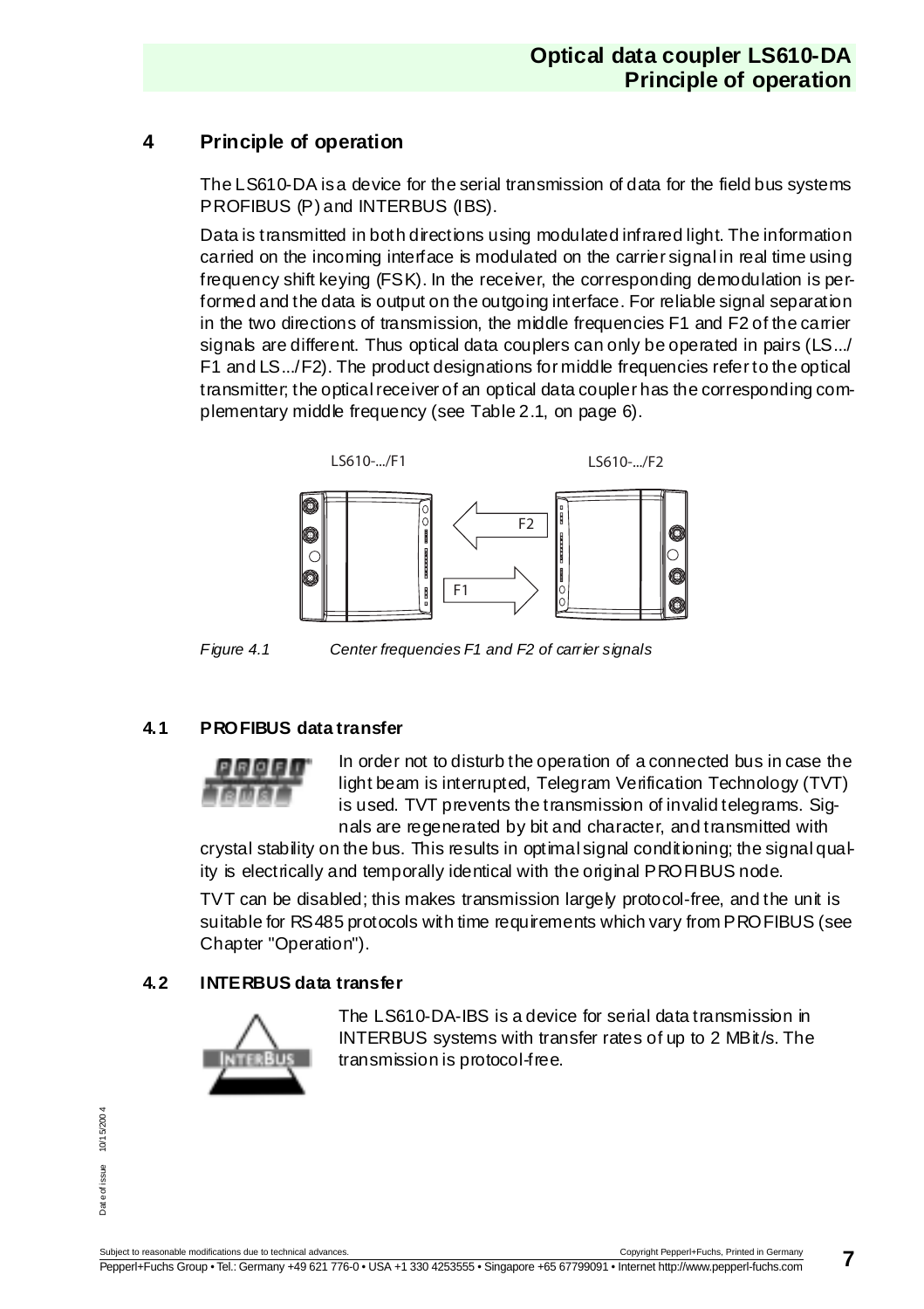## 4 Principle of operation

The LS610-DA is a device for the serial transmission of data for the field bus systems PROFIBUS (P) and INTERBUS (IBS).

Data is transmitted in both directions using modulated infrared light. The information carried on the incoming interface is modulated on the carrier signal in real time using frequency shift keying (FSK). In the receiver, the corresponding demodulation is performed and the data is output on the outgoing interface. For reliable signal separation in the two directions of transmission, the middle frequencies F1 and F2 of the carrier signals are different. Thus optical data couplers can only be operated in pairs (LS.../F1 and LS.../F2). The product designations for middle frequencies refer to the optical transmitter; the optical receiver of an optical data coupler has the corresponding complementary middle frequency (see Table 2.1, on page 6).

LS610-.../F1 LS610-.../F2

F2

F1

*Figure 4.1 Center frequencies F1 and F2 of carrier signals*

### 4.1 PROFIBUS data transfer

In order not to disturb the operation of a connected bus in case the light beam is interrupted, Telegram Verification Technology (TVT) is used. TVT prevents the transmission of invalid telegrams. Signals are regenerated by bit and character, and transmitted with crystal stability on the bus. This results in optimal signal conditioning; the signal quality is electrically and temporally identical with the original PROFIBUS node.

TVT can be disabled; this makes transmission largely protocol-free, and the unit is suitable for RS485 protocols with time requirements which vary from PROFIBUS (see Chapter "Operation").

### 4.2 INTERBUS data transfer

The LS610-DA-IBS is a device for serial data transmission in INTERBUS systems with transfer rates of up to 2 MBit/s. The transmission is protocol-free.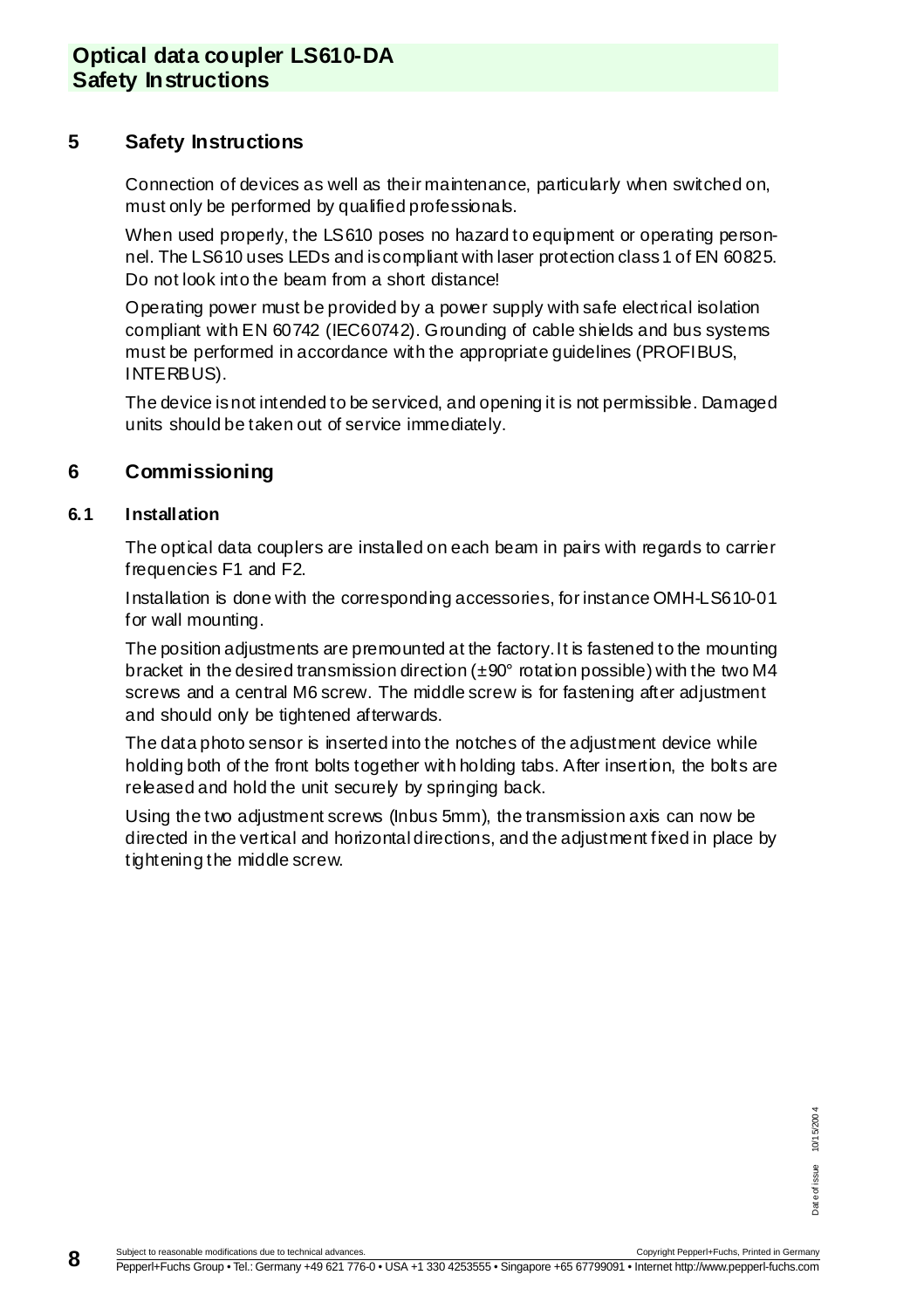## 5 Safety Instructions

Connection of devices as well as their maintenance, particularly when switched on, must only be performed by qualified professionals.

When used properly, the LS610 poses no hazard to equipment or operating personnel. The LS610 uses LEDs and is compliant with laser protection class 1 of EN 60825. Do not look into the beam from a short distance!

Operating power must be provided by a power supply with safe electrical isolation compliant with EN 60742 (IEC60742). Grounding of cable shields and bus systems must be performed in accordance with the appropriate guidelines (PROFIBUS, INTERBUS).

The device is not intended to be serviced, and opening it is not permissible. Damaged units should be taken out of service immediately.

## 6 Commissioning

### 6.1 Installation

The optical data couplers are installed on each beam in pairs with regards to carrier frequencies F1 and F2.

Installation is done with the corresponding accessories, for instance OMH-LS610-01 for wall mounting.

The position adjustments are premounted at the factory. It is fastened to the mounting bracket in the desired transmission direction (±90° rotation possible) with the two M4 screws and a central M6 screw. The middle screw is for fastening after adjustment and should only be tightened afterwards.

The data photo sensor is inserted into the notches of the adjustment device while holding both of the front bolts together with holding tabs. After insertion, the bolts are released and hold the unit securely by springing back.

Using the two adjustment screws (Inbus 5mm), the transmission axis can now be directed in the vertical and horizontal directions, and the adjustment fixed in place by tightening the middle screw.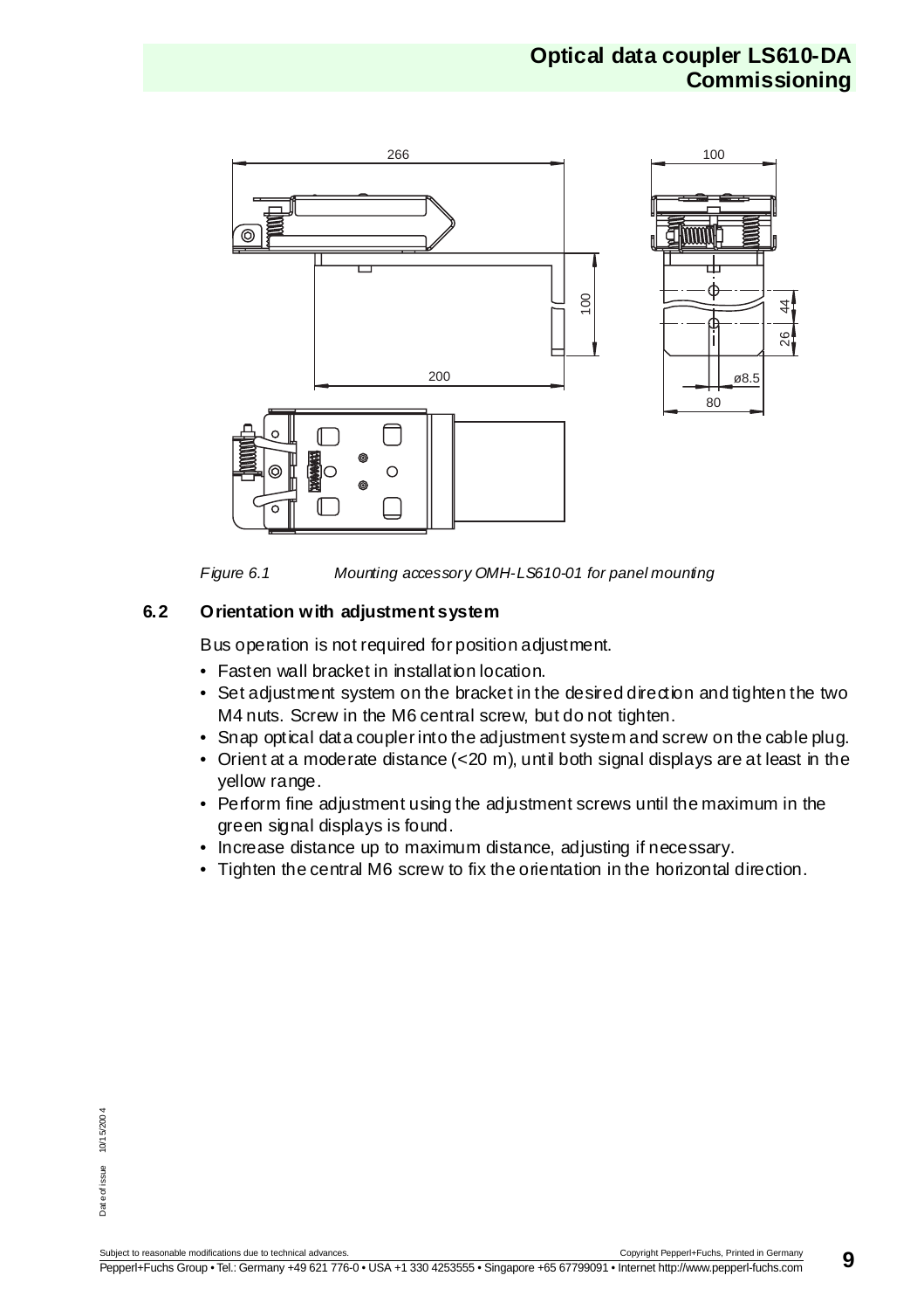*Figure 6.1 Mounting accessory OMH-LS610-01 for panel mounting*

### 6.2 Orientation with adjustment system

Bus operation is not required for position adjustment.

- Fasten wall bracket in installation location.
- Set adjustment system on the bracket in the desired direction and tighten the two M4 nuts. Screw in the M6 central screw, but do not tighten.
- Snap optical data coupler into the adjustment system and screw on the cable plug.
- Orient at a moderate distance (<20 m), until both signal displays are at least in the yellow range.
- Perform fine adjustment using the adjustment screws until the maximum in the green signal displays is found.
- Increase distance up to maximum distance, adjusting if necessary.
- Tighten the central M6 screw to fix the orientation in the horizontal direction.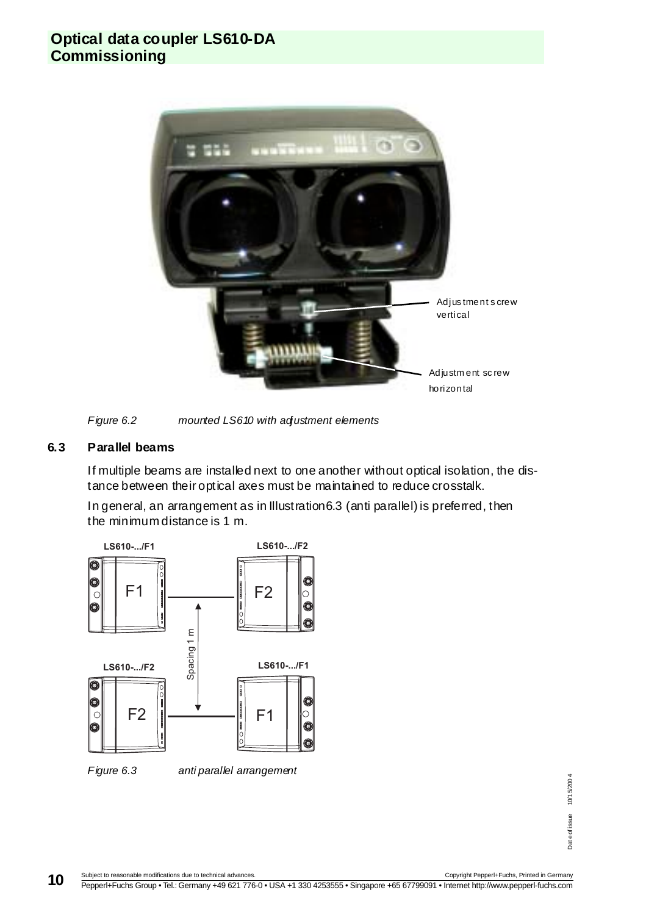Adjustment screw vertical

Adjustment screw horizontal

*Figure 6.2 mounted LS610 with adjustment elements*

### 6.3 Parallel beams

If multiple beams are installed next to one another without optical isolation, the distance between their optical axes must be maintained to reduce crosstalk.

In general, an arrangement as in Illustration6.3 (anti parallel) is preferred, then the minimum distance is 1 m.

LS610-.../F1 F1 — F2 LS610-.../F2

Spacing 1 m

LS610-.../F2 F2 — F1 LS610-.../F1

*Figure 6.3 anti parallel arrangement*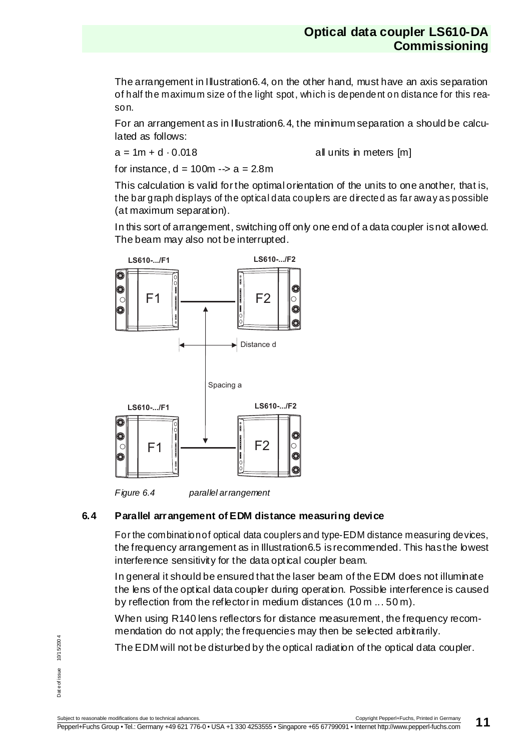The arrangement in Illustration6.4, on the other hand, must have an axis separation of half the maximum size of the light spot, which is dependent on distance for this reason.

For an arrangement as in Illustration6.4, the minimum separation a should be calculated as follows:

$a = 1m + d \cdot 0.018$ all units in meters [m]

for instance, $d = 100m \rightarrow a = 2.8m$

This calculation is valid for the optimal orientation of the units to one another, that is, the bar graph displays of the optical data couplers are directed as far away as possible (at maximum separation).

In this sort of arrangement, switching off only one end of a data coupler is not allowed. The beam may also not be interrupted.

*Figure 6.4 parallel arrangement*

### 6.4 Parallel arrangement of EDM distance measuring device

For the combination of optical data couplers and type-EDM distance measuring devices, the frequency arrangement as in Illustration6.5 is recommended. This has the lowest interference sensitivity for the data optical coupler beam.

In general it should be ensured that the laser beam of the EDM does not illuminate the lens of the optical data coupler during operation. Possible interference is caused by reflection from the reflector in medium distances (10 m ... 50 m).

When using R140 lens reflectors for distance measurement, the frequency recommendation do not apply; the frequencies may then be selected arbitrarily.

The EDM will not be disturbed by the optical radiation of the optical data coupler.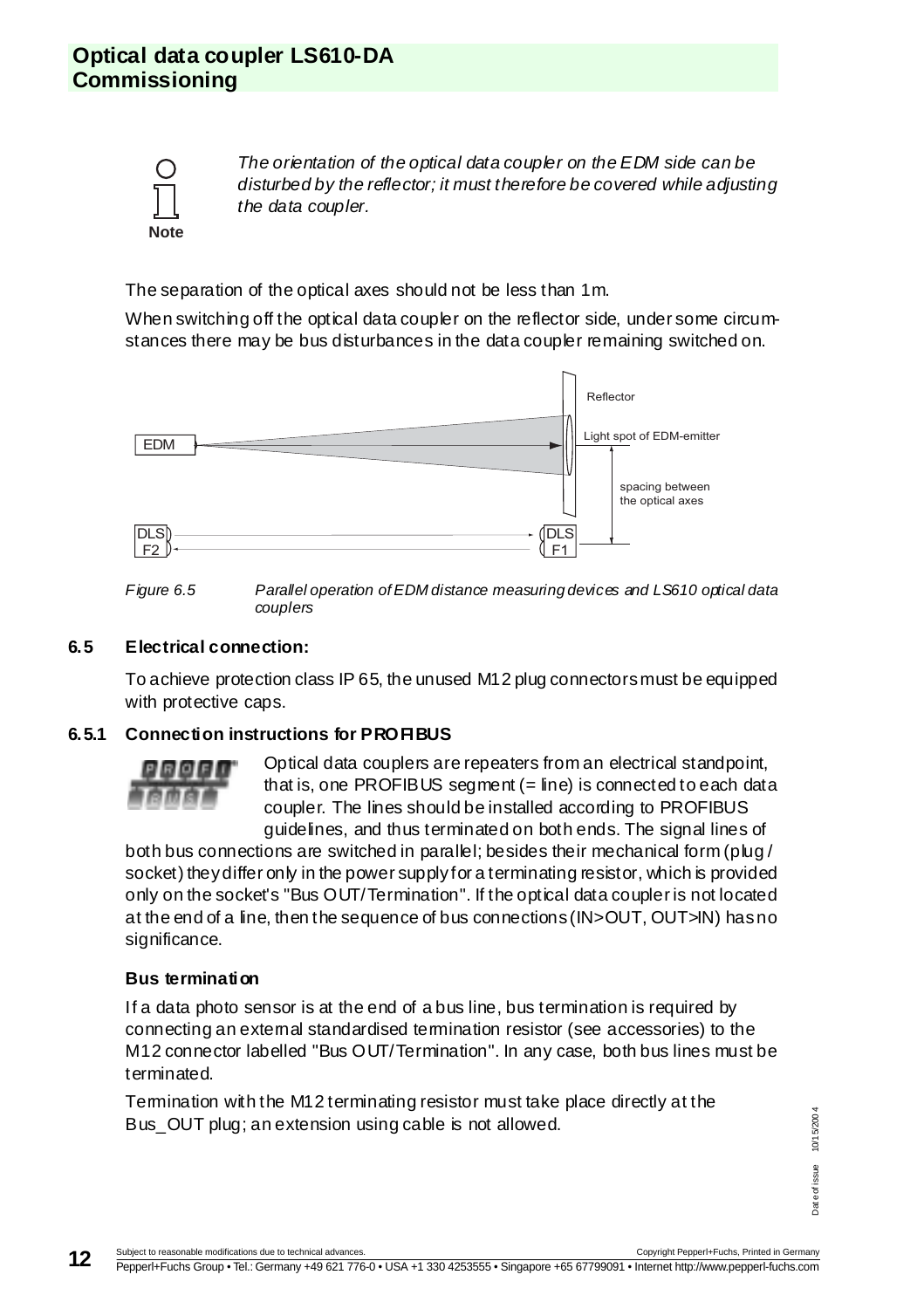> *The orientation of the optical data coupler on the EDM side can be disturbed by the reflector; it must therefore be covered while adjusting the data coupler.*
>
> **Note**

The separation of the optical axes should not be less than 1m.

When switching off the optical data coupler on the reflector side, under some circumstances there may be bus disturbances in the data coupler remaining switched on.

*Figure 6.5 Parallel operation of EDM distance measuring devices and LS610 optical data couplers*

## 6.5 Electrical connection:

To achieve protection class IP 65, the unused M12 plug connectors must be equipped with protective caps.

### 6.5.1 Connection instructions for PROFIBUS

Optical data couplers are repeaters from an electrical standpoint, that is, one PROFIBUS segment (= line) is connected to each data coupler. The lines should be installed according to PROFIBUS guidelines, and thus terminated on both ends. The signal lines of both bus connections are switched in parallel; besides their mechanical form (plug / socket) they differ only in the power supply for a terminating resistor, which is provided only on the socket's "Bus OUT/Termination". If the optical data coupler is not located at the end of a line, then the sequence of bus connections (IN>OUT, OUT>IN) has no significance.

#### Bus termination

If a data photo sensor is at the end of a bus line, bus termination is required by connecting an external standardised termination resistor (see accessories) to the M12 connector labelled "Bus OUT/Termination". In any case, both bus lines must be terminated.

Termination with the M12 terminating resistor must take place directly at the Bus_OUT plug; an extension using cable is not allowed.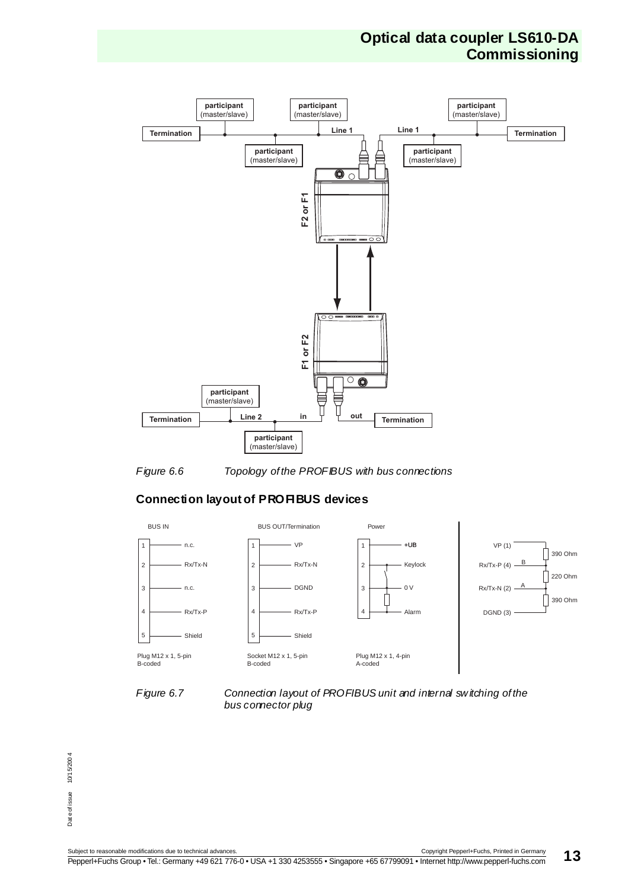Figure 6.6 Topology of the PROFIBUS with bus connections

## Connection layout of PROFIBUS devices

| BUS IN | | BUS OUT/Termination | | Power | |
|---|---|---|---|---|---|
| 1 | n.c. | 1 | VP | 1 | +UB |
| 2 | Rx/Tx-N | 2 | Rx/Tx-N | 2 | Keylock |
| 3 | n.c. | 3 | DGND | 3 | 0 V |
| 4 | Rx/Tx-P | 4 | Rx/Tx-P | 4 | Alarm |
| 5 | Shield | 5 | Shield | | |
| Plug M12 x 1, 5-pin B-coded | | Socket M12 x 1, 5-pin B-coded | | Plug M12 x 1, 4-pin A-coded | |

VP (1) – 390 Ohm – Rx/Tx-P (4) B – 220 Ohm – Rx/Tx-N (2) A – 390 Ohm – DGND (3)

Figure 6.7 Connection layout of PROFIBUS unit and internal switching of the bus connector plug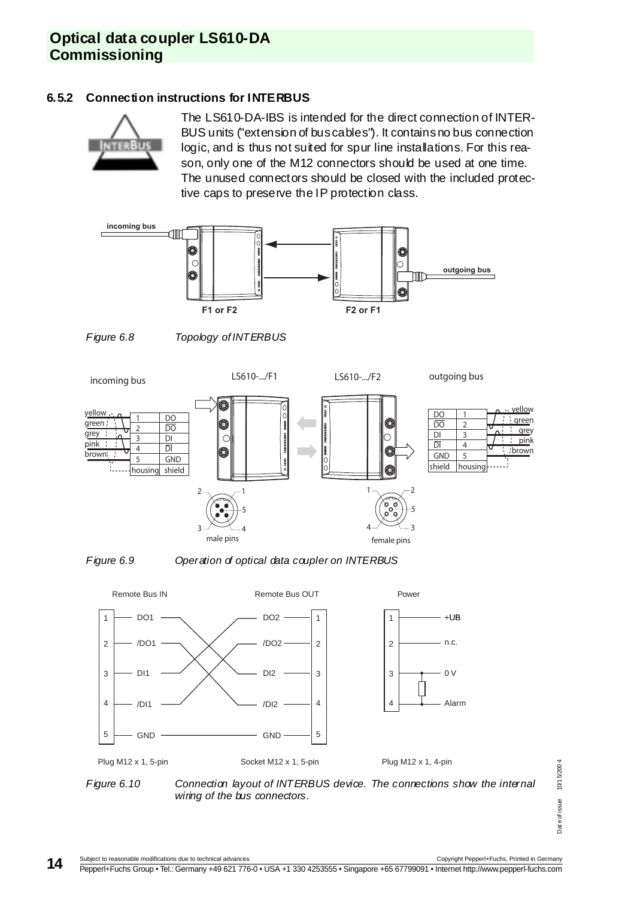## 6.5.2 Connection instructions for INTERBUS

The LS610-DA-IBS is intended for the direct connection of INTERBUS units ("extension of bus cables"). It contains no bus connection logic, and is thus not suited for spur line installations. For this reason, only one of the M12 connectors should be used at one time. The unused connectors should be closed with the included protective caps to preserve the IP protection class.

*Figure 6.8 Topology of INTERBUS*

*Figure 6.9 Operation of optical data coupler on INTERBUS*

*Figure 6.10 Connection layout of INTERBUS device. The connections show the internal wiring of the bus connectors.*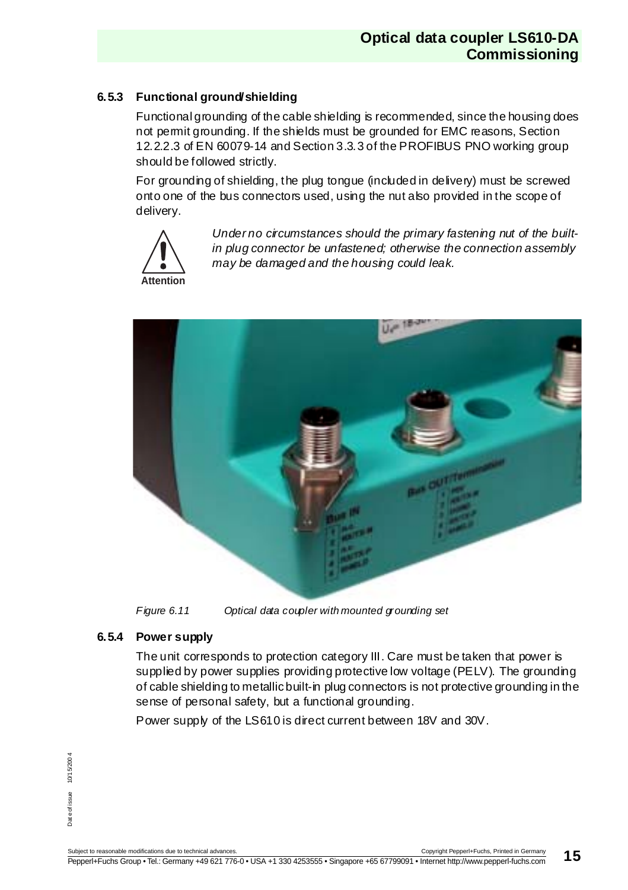### 6.5.3 Functional ground/shielding

Functional grounding of the cable shielding is recommended, since the housing does not permit grounding. If the shields must be grounded for EMC reasons, Section 12.2.2.3 of EN 60079-14 and Section 3.3.3 of the PROFIBUS PNO working group should be followed strictly.

For grounding of shielding, the plug tongue (included in delivery) must be screwed onto one of the bus connectors used, using the nut also provided in the scope of delivery.

**Attention**

*Under no circumstances should the primary fastening nut of the built-in plug connector be unfastened; otherwise the connection assembly may be damaged and the housing could leak.*

*Figure 6.11 Optical data coupler with mounted grounding set*

### 6.5.4 Power supply

The unit corresponds to protection category III. Care must be taken that power is supplied by power supplies providing protective low voltage (PELV). The grounding of cable shielding to metallic built-in plug connectors is not protective grounding in the sense of personal safety, but a functional grounding.

Power supply of the LS610 is direct current between 18V and 30V.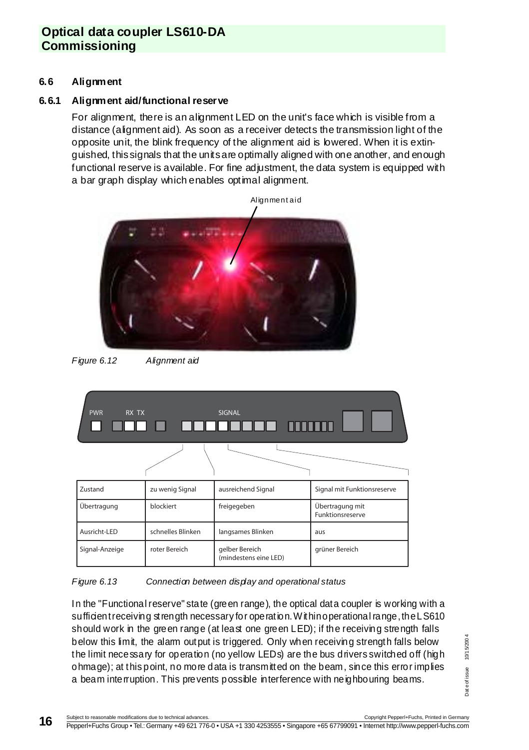## 6.6 Alignment

### 6.6.1 Alignment aid/functional reserve

For alignment, there is an alignment LED on the unit's face which is visible from a distance (alignment aid). As soon as a receiver detects the transmission light of the opposite unit, the blink frequency of the alignment aid is lowered. When it is extinguished, this signals that the units are optimally aligned with one another, and enough functional reserve is available. For fine adjustment, the data system is equipped with a bar graph display which enables optimal alignment.

Alignment aid

*Figure 6.12 Alignment aid*

PWR RX TX SIGNAL

| Zustand | zu wenig Signal | ausreichend Signal | Signal mit Funktionsreserve |
|---|---|---|---|
| Übertragung | blockiert | freigegeben | Übertragung mit Funktionsreserve |
| Ausricht-LED | schnelles Blinken | langsames Blinken | aus |
| Signal-Anzeige | roter Bereich | gelber Bereich (mindestens eine LED) | grüner Bereich |

*Figure 6.13 Connection between display and operational status*

In the "Functional reserve" state (green range), the optical data coupler is working with a sufficient receiving strength necessary for operation. Within operational range, the LS610 should work in the green range (at least one green LED); if the receiving strength falls below this limit, the alarm output is triggered. Only when receiving strength falls below the limit necessary for operation (no yellow LEDs) are the bus drivers switched off (high ohmage); at this point, no more data is transmitted on the beam, since this error implies a beam interruption. This prevents possible interference with neighbouring beams.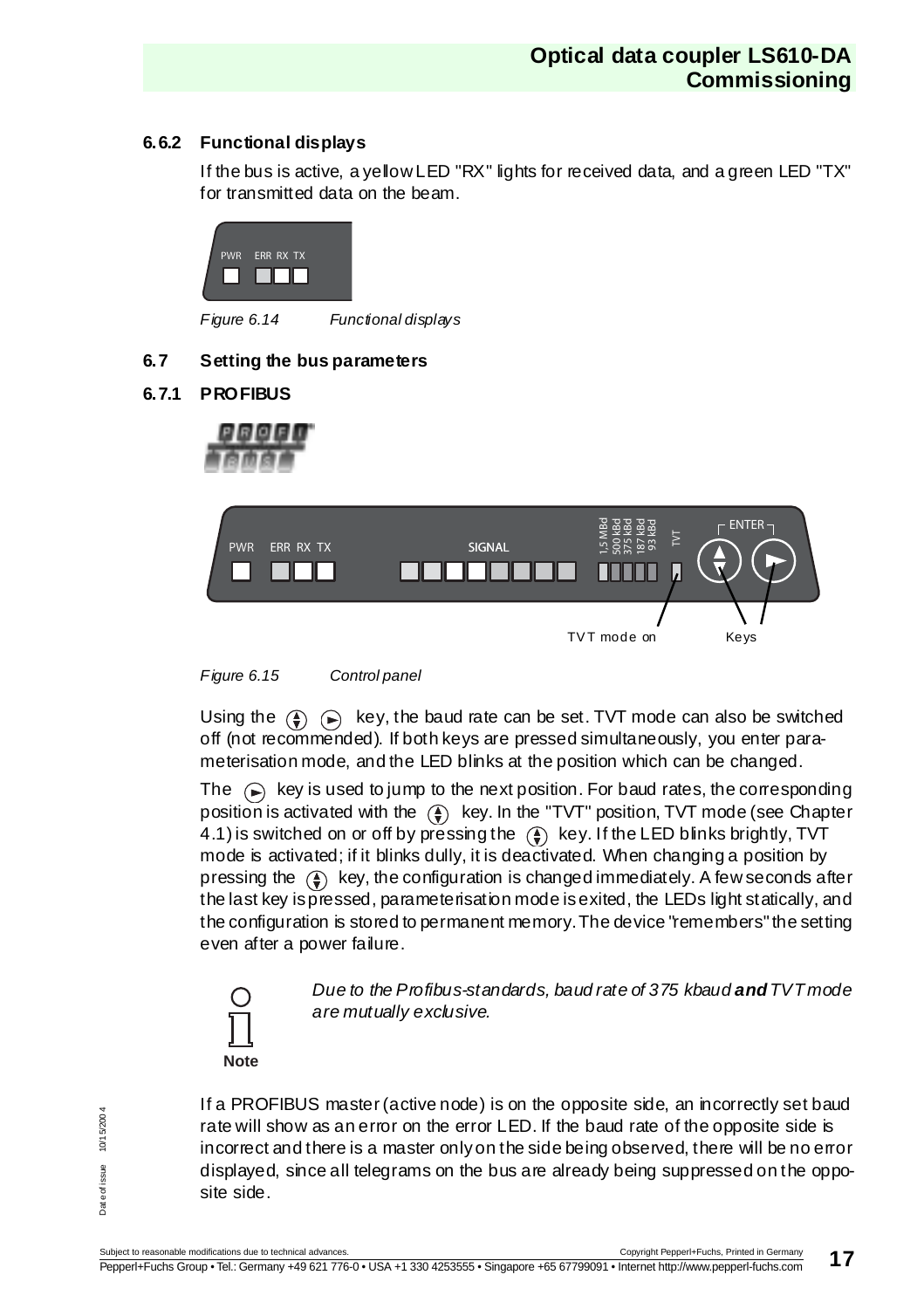### 6.6.2 Functional displays

If the bus is active, a yellow LED "RX" lights for received data, and a green LED "TX" for transmitted data on the beam.

PWR ERR RX TX

*Figure 6.14 Functional displays*

### 6.7 Setting the bus parameters

### 6.7.1 PROFIBUS

PWR ERR RX TX SIGNAL 1,5 MBd 500 kBd 375 kBd 187 kBd 93 kBd TVT ENTER

TVT mode on Keys

*Figure 6.15 Control panel*

Using the ⇕ ► key, the baud rate can be set. TVT mode can also be switched off (not recommended). If both keys are pressed simultaneously, you enter parameterisation mode, and the LED blinks at the position which can be changed.

The ► key is used to jump to the next position. For baud rates, the corresponding position is activated with the ⇕ key. In the "TVT" position, TVT mode (see Chapter 4.1) is switched on or off by pressing the ⇕ key. If the LED blinks brightly, TVT mode is activated; if it blinks dully, it is deactivated. When changing a position by pressing the ⇕ key, the configuration is changed immediately. A few seconds after the last key is pressed, parameterisation mode is exited, the LEDs light statically, and the configuration is stored to permanent memory. The device "remembers" the setting even after a power failure.

**Note**

*Due to the Profibus-standards, baud rate of 375 kbaud **and** TVT mode are mutually exclusive.*

If a PROFIBUS master (active node) is on the opposite side, an incorrectly set baud rate will show as an error on the error LED. If the baud rate of the opposite side is incorrect and there is a master only on the side being observed, there will be no error displayed, since all telegrams on the bus are already being suppressed on the opposite side.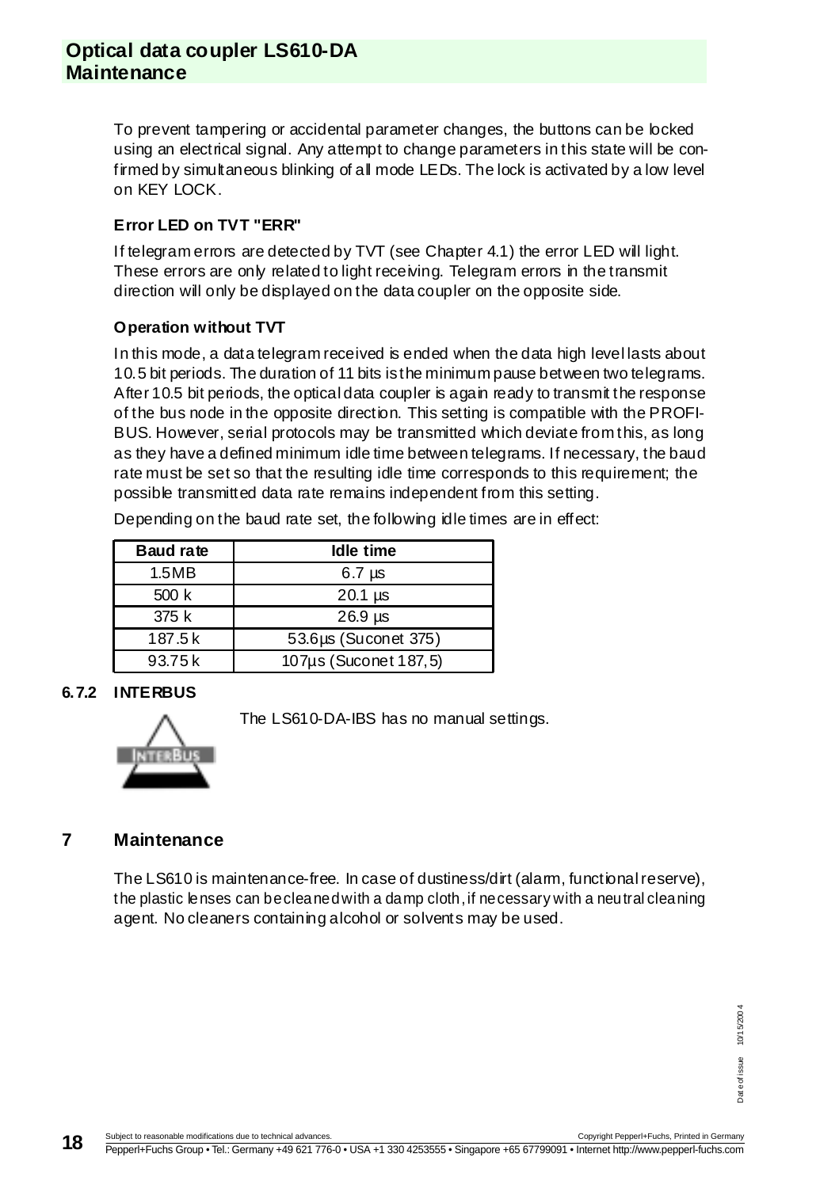To prevent tampering or accidental parameter changes, the buttons can be locked using an electrical signal. Any attempt to change parameters in this state will be confirmed by simultaneous blinking of all mode LEDs. The lock is activated by a low level on KEY LOCK.

**Error LED on TVT "ERR"**

If telegram errors are detected by TVT (see Chapter 4.1) the error LED will light. These errors are only related to light receiving. Telegram errors in the transmit direction will only be displayed on the data coupler on the opposite side.

**Operation without TVT**

In this mode, a data telegram received is ended when the data high level lasts about 10.5 bit periods. The duration of 11 bits is the minimum pause between two telegrams. After 10.5 bit periods, the optical data coupler is again ready to transmit the response of the bus node in the opposite direction. This setting is compatible with the PROFIBUS. However, serial protocols may be transmitted which deviate from this, as long as they have a defined minimum idle time between telegrams. If necessary, the baud rate must be set so that the resulting idle time corresponds to this requirement; the possible transmitted data rate remains independent from this setting.

Depending on the baud rate set, the following idle times are in effect:

| Baud rate | Idle time |
|---|---|
| 1.5MB | 6.7 µs |
| 500 k | 20.1 µs |
| 375 k | 26.9 µs |
| 187.5 k | 53.6µs (Suconet 375) |
| 93.75 k | 107µs (Suconet 187,5) |

### 6.7.2 INTERBUS

The LS610-DA-IBS has no manual settings.

## 7 Maintenance

The LS610 is maintenance-free. In case of dustiness/dirt (alarm, functional reserve), the plastic lenses can be cleaned with a damp cloth, if necessary with a neutral cleaning agent. No cleaners containing alcohol or solvents may be used.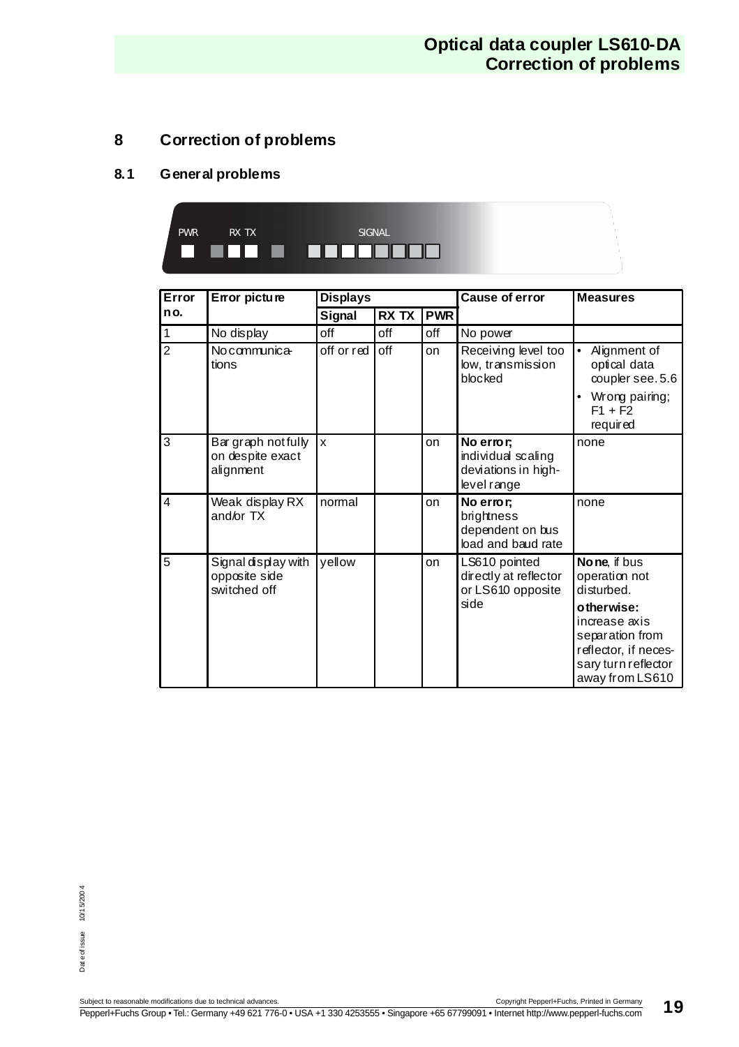# 8 Correction of problems

## 8.1 General problems

PWR RX TX SIGNAL

| Error no. | Error picture | Displays | | | Cause of error | Measures |
|---|---|---|---|---|---|---|
| | | Signal | RX TX | PWR | | |
| 1 | No display | off | off | off | No power | |
| 2 | No communications | off or red | off | on | Receiving level too low, transmission blocked | • Alignment of optical data coupler see. 5.6<br>• Wrong pairing; F1 + F2 required |
| 3 | Bar graph not fully on despite exact alignment | x | | on | **No error;** individual scaling deviations in high-level range | none |
| 4 | Weak display RX and/or TX | normal | | on | **No error;** brightness dependent on bus load and baud rate | none |
| 5 | Signal display with opposite side switched off | yellow | | on | LS610 pointed directly at reflector or LS610 opposite side | **None**, if bus operation not disturbed.<br>**otherwise:** increase axis separation from reflector, if necessary turn reflector away from LS610 |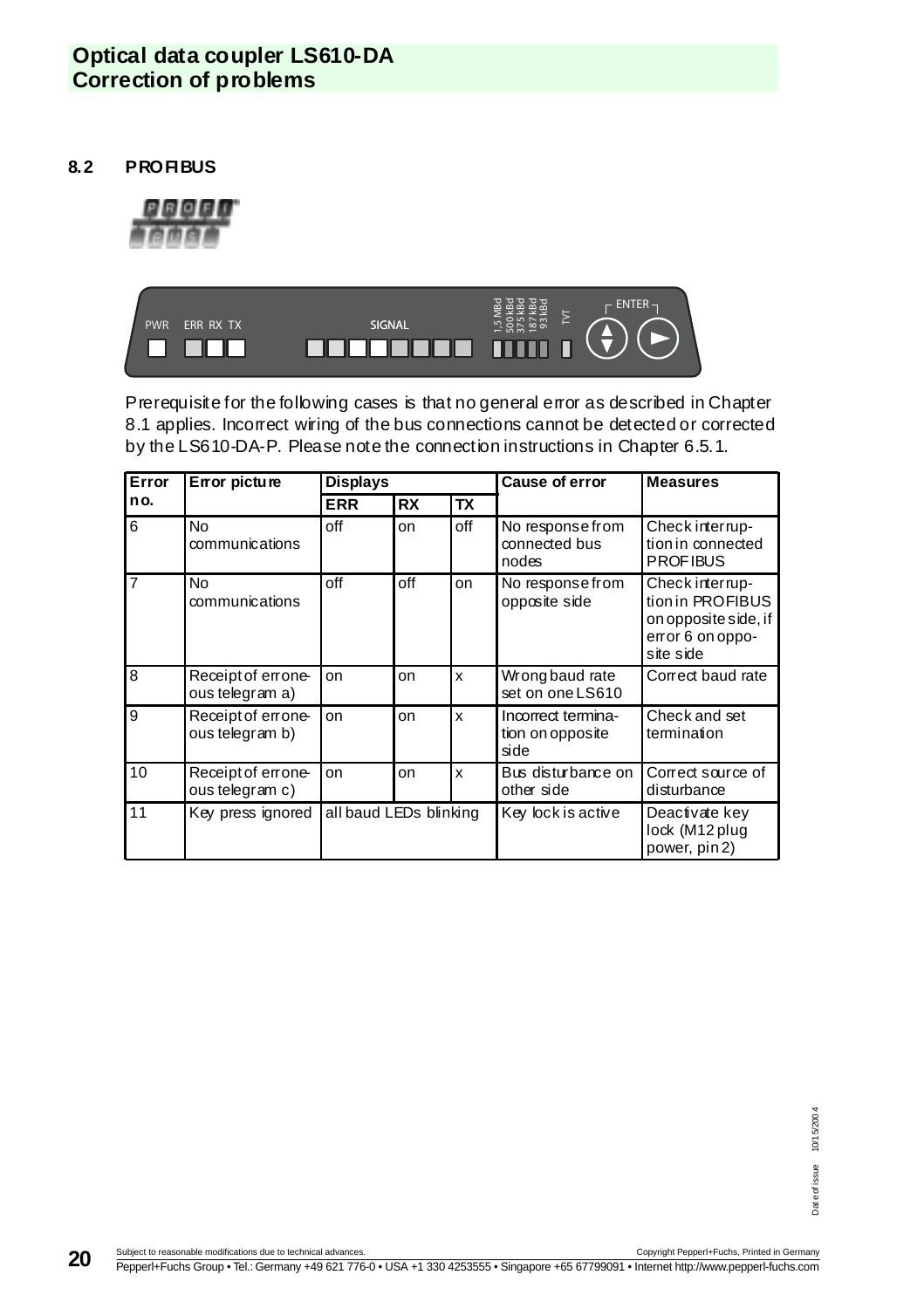## 8.2 PROFIBUS

Prerequisite for the following cases is that no general error as described in Chapter 8.1 applies. Incorrect wiring of the bus connections cannot be detected or corrected by the LS610-DA-P. Please note the connection instructions in Chapter 6.5.1.

| Error no. | Error picture | Displays | | | Cause of error | Measures |
|---|---|---|---|---|---|---|
| | | ERR | RX | TX | | |
| 6 | No communications | off | on | off | No response from connected bus nodes | Check interruption in connected PROFIBUS |
| 7 | No communications | off | off | on | No response from opposite side | Check interruption in PROFIBUS on opposite side, if error 6 on opposite side |
| 8 | Receipt of erroneous telegram a) | on | on | x | Wrong baud rate set on one LS610 | Correct baud rate |
| 9 | Receipt of erroneous telegram b) | on | on | x | Incorrect termination on opposite side | Check and set termination |
| 10 | Receipt of erroneous telegram c) | on | on | x | Bus disturbance on other side | Correct source of disturbance |
| 11 | Key press ignored | all baud LEDs blinking | | | Key lock is active | Deactivate key lock (M12 plug power, pin 2) |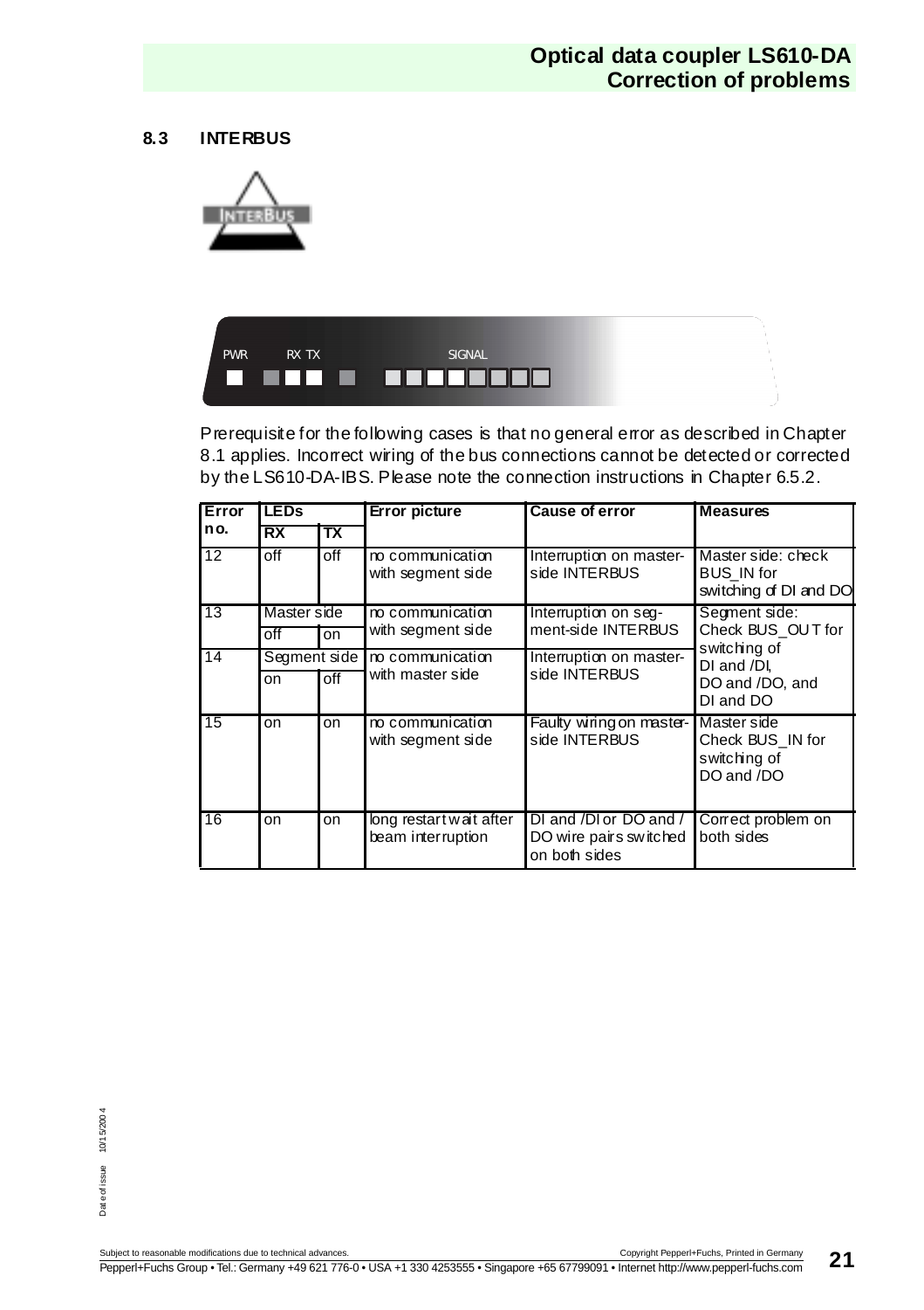### 8.3 INTERBUS

PWR RX TX SIGNAL

Prerequisite for the following cases is that no general error as described in Chapter 8.1 applies. Incorrect wiring of the bus connections cannot be detected or corrected by the LS610-DA-IBS. Please note the connection instructions in Chapter 6.5.2.

| Error no. | LEDs | | Error picture | Cause of error | Measures |
|---|---|---|---|---|---|
| | RX | TX | | | |
| 12 | off | off | no communication with segment side | Interruption on master-side INTERBUS | Master side: check BUS_IN for switching of DI and DO |
| 13 | Master side | | no communication with segment side | Interruption on segment-side INTERBUS | Segment side: Check BUS_OUT for switching of DI and /DI, DO and /DO, and DI and DO |
| | off | on | | | |
| 14 | Segment side | | no communication with master side | Interruption on master-side INTERBUS | |
| | on | off | | | |
| 15 | on | on | no communication with segment side | Faulty wiring on master-side INTERBUS | Master side Check BUS_IN for switching of DO and /DO |
| 16 | on | on | long restart wait after beam interruption | DI and /DI or DO and / DO wire pairs switched on both sides | Correct problem on both sides |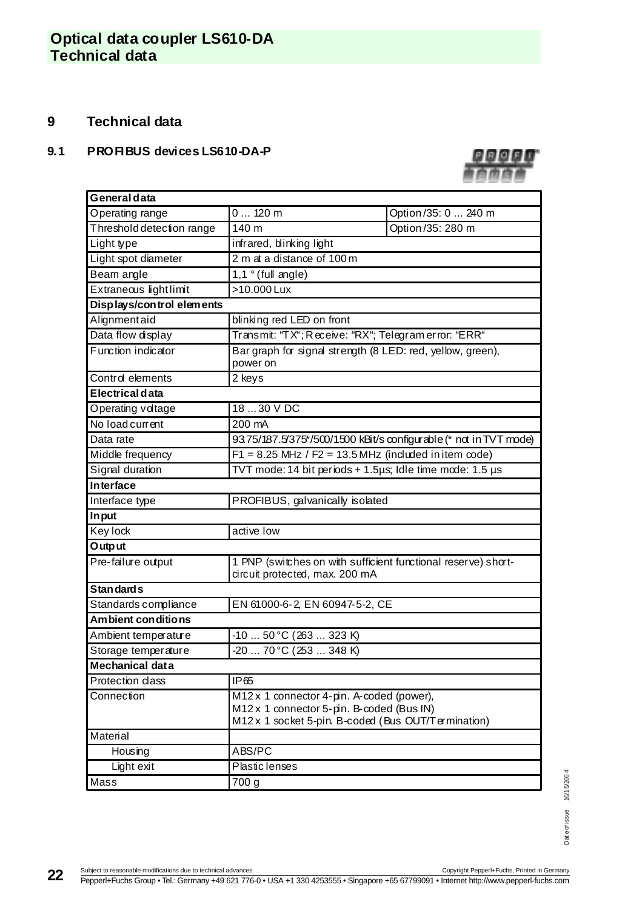## 9 Technical data

### 9.1 PROFIBUS devices LS610-DA-P

| General data | | |
|---|---|---|
| Operating range | 0 ... 120 m | Option /35: 0 ... 240 m |
| Threshold detection range | 140 m | Option /35: 280 m |
| Light type | infrared, blinking light | |
| Light spot diameter | 2 m at a distance of 100 m | |
| Beam angle | 1,1 ° (full angle) | |
| Extraneous light limit | >10.000 Lux | |
| **Displays/control elements** | | |
| Alignment aid | blinking red LED on front | |
| Data flow display | Transmit: "TX"; Receive: "RX"; Telegram error: "ERR" | |
| Function indicator | Bar graph for signal strength (8 LED: red, yellow, green), power on | |
| Control elements | 2 keys | |
| **Electrical data** | | |
| Operating voltage | 18 ... 30 V DC | |
| No load current | 200 mA | |
| Data rate | 93.75/187.5/375*/500/1500 kBit/s configurable (* not in TVT mode) | |
| Middle frequency | F1 = 8.25 MHz / F2 = 13.5 MHz (included in item code) | |
| Signal duration | TVT mode: 14 bit periods + 1.5µs; Idle time mode: 1.5 µs | |
| **Interface** | | |
| Interface type | PROFIBUS, galvanically isolated | |
| **Input** | | |
| Key lock | active low | |
| **Output** | | |
| Pre-failure output | 1 PNP (switches on with sufficient functional reserve) short-circuit protected, max. 200 mA | |
| **Standards** | | |
| Standards compliance | EN 61000-6-2, EN 60947-5-2, CE | |
| **Ambient conditions** | | |
| Ambient temperature | -10 ... 50 °C (263 ... 323 K) | |
| Storage temperature | -20 ... 70 °C (253 ... 348 K) | |
| **Mechanical data** | | |
| Protection class | IP65 | |
| Connection | M12 x 1 connector 4-pin. A-coded (power), M12 x 1 connector 5-pin. B-coded (Bus IN) M12 x 1 socket 5-pin. B-coded (Bus OUT/Termination) | |
| Material | | |
| Housing | ABS/PC | |
| Light exit | Plastic lenses | |
| Mass | 700 g | |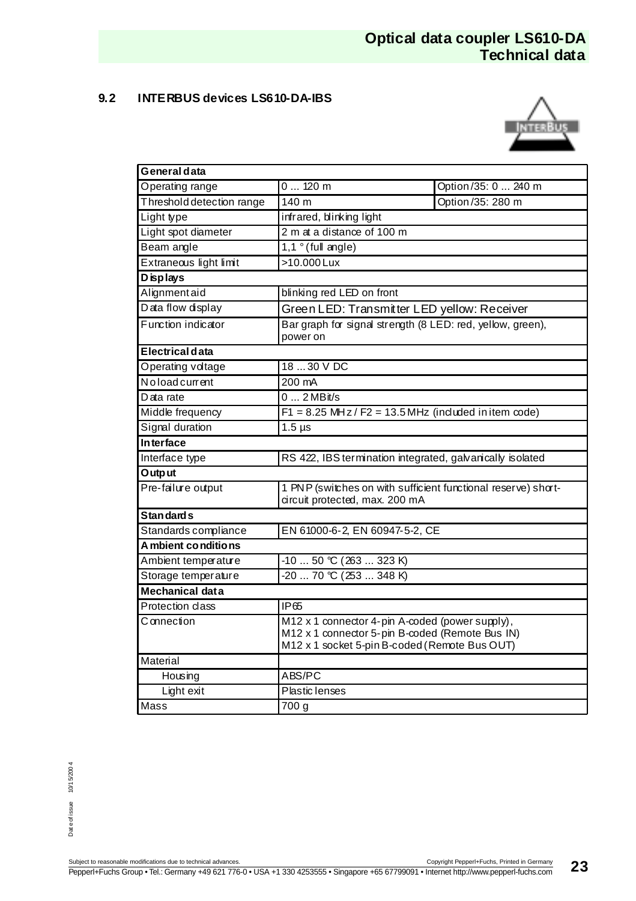## 9.2 INTERBUS devices LS610-DA-IBS

| General data | | |
|---|---|---|
| Operating range | 0 ... 120 m | Option /35: 0 ... 240 m |
| Threshold detection range | 140 m | Option /35: 280 m |
| Light type | infrared, blinking light | |
| Light spot diameter | 2 m at a distance of 100 m | |
| Beam angle | 1,1 ° (full angle) | |
| Extraneous light limit | >10.000 Lux | |
| **Displays** | | |
| Alignment aid | blinking red LED on front | |
| Data flow display | Green LED: Transmitter LED yellow: Receiver | |
| Function indicator | Bar graph for signal strength (8 LED: red, yellow, green), power on | |
| **Electrical data** | | |
| Operating voltage | 18 ... 30 V DC | |
| No load current | 200 mA | |
| Data rate | 0 ... 2 MBit/s | |
| Middle frequency | F1 = 8.25 MHz / F2 = 13.5 MHz (included in item code) | |
| Signal duration | 1.5 µs | |
| **Interface** | | |
| Interface type | RS 422, IBS termination integrated, galvanically isolated | |
| **Output** | | |
| Pre-failure output | 1 PNP (switches on with sufficient functional reserve) short-circuit protected, max. 200 mA | |
| **Standards** | | |
| Standards compliance | EN 61000-6-2, EN 60947-5-2, CE | |
| **Ambient conditions** | | |
| Ambient temperature | -10 ... 50 °C (263 ... 323 K) | |
| Storage temperature | -20 ... 70 °C (253 ... 348 K) | |
| **Mechanical data** | | |
| Protection class | IP65 | |
| Connection | M12 x 1 connector 4-pin A-coded (power supply),<br>M12 x 1 connector 5-pin B-coded (Remote Bus IN)<br>M12 x 1 socket 5-pin B-coded (Remote Bus OUT) | |
| Material | | |
| Housing | ABS/PC | |
| Light exit | Plastic lenses | |
| Mass | 700 g | |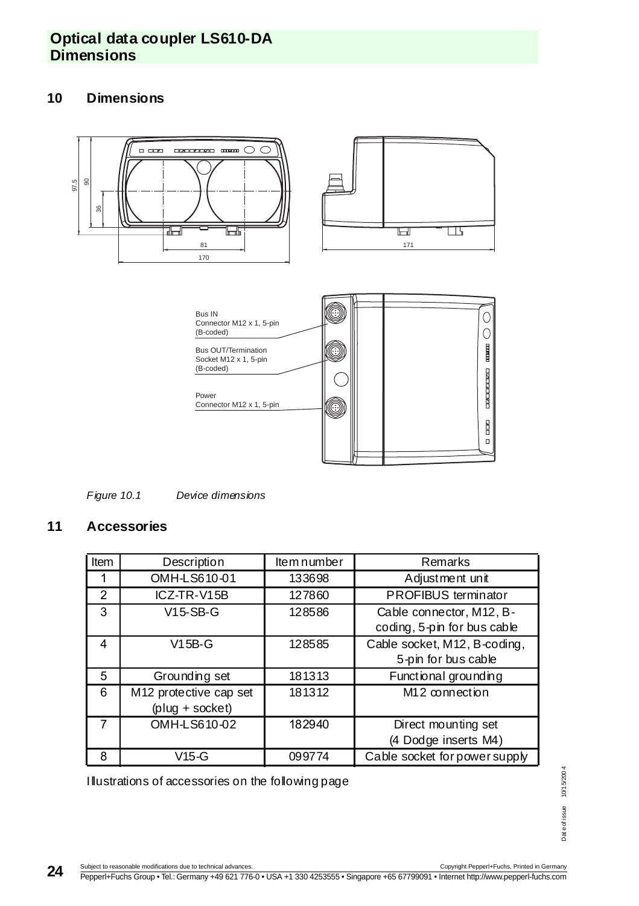## 10 Dimensions

Bus IN
Connector M12 x 1, 5-pin
(B-coded)

Bus OUT/Termination
Socket M12 x 1, 5-pin
(B-coded)

Power
Connector M12 x 1, 5-pin

*Figure 10.1 Device dimensions*

## 11 Accessories

| Item | Description | Item number | Remarks |
|---|---|---|---|
| 1 | OMH-LS610-01 | 133698 | Adjustment unit |
| 2 | ICZ-TR-V15B | 127860 | PROFIBUS terminator |
| 3 | V15-SB-G | 128586 | Cable connector, M12, B-coding, 5-pin for bus cable |
| 4 | V15B-G | 128585 | Cable socket, M12, B-coding, 5-pin for bus cable |
| 5 | Grounding set | 181313 | Functional grounding |
| 6 | M12 protective cap set (plug + socket) | 181312 | M12 connection |
| 7 | OMH-LS610-02 | 182940 | Direct mounting set (4 Dodge inserts M4) |
| 8 | V15-G | 099774 | Cable socket for power supply |

Illustrations of accessories on the following page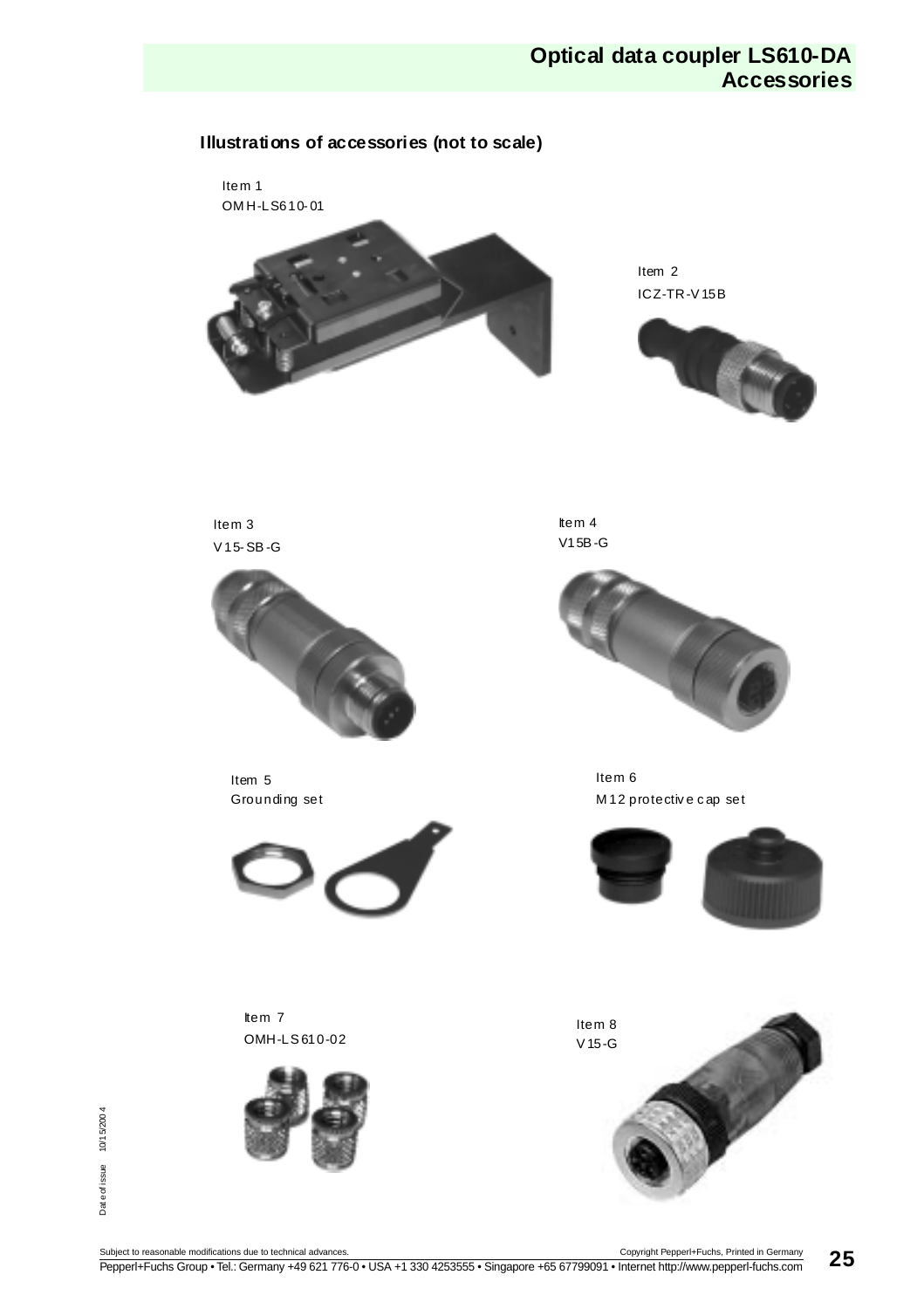# Optical data coupler LS610-DA Accessories

## Illustrations of accessories (not to scale)

Item 1
OMH-LS610-01

Item 2
ICZ-TR-V15B

Item 3
V15-SB-G

Item 4
V15B-G

Item 5
Grounding set

Item 6
M12 protective cap set

Item 7
OMH-LS610-02

Item 8
V15-G

Date of issue 10/15/2004

Subject to reasonable modifications due to technical advances.

Copyright Pepperl+Fuchs, Printed in Germany

Pepperl+Fuchs Group • Tel.: Germany +49 621 776-0 • USA +1 330 4253555 • Singapore +65 67799091 • Internet http://www.pepperl-fuchs.com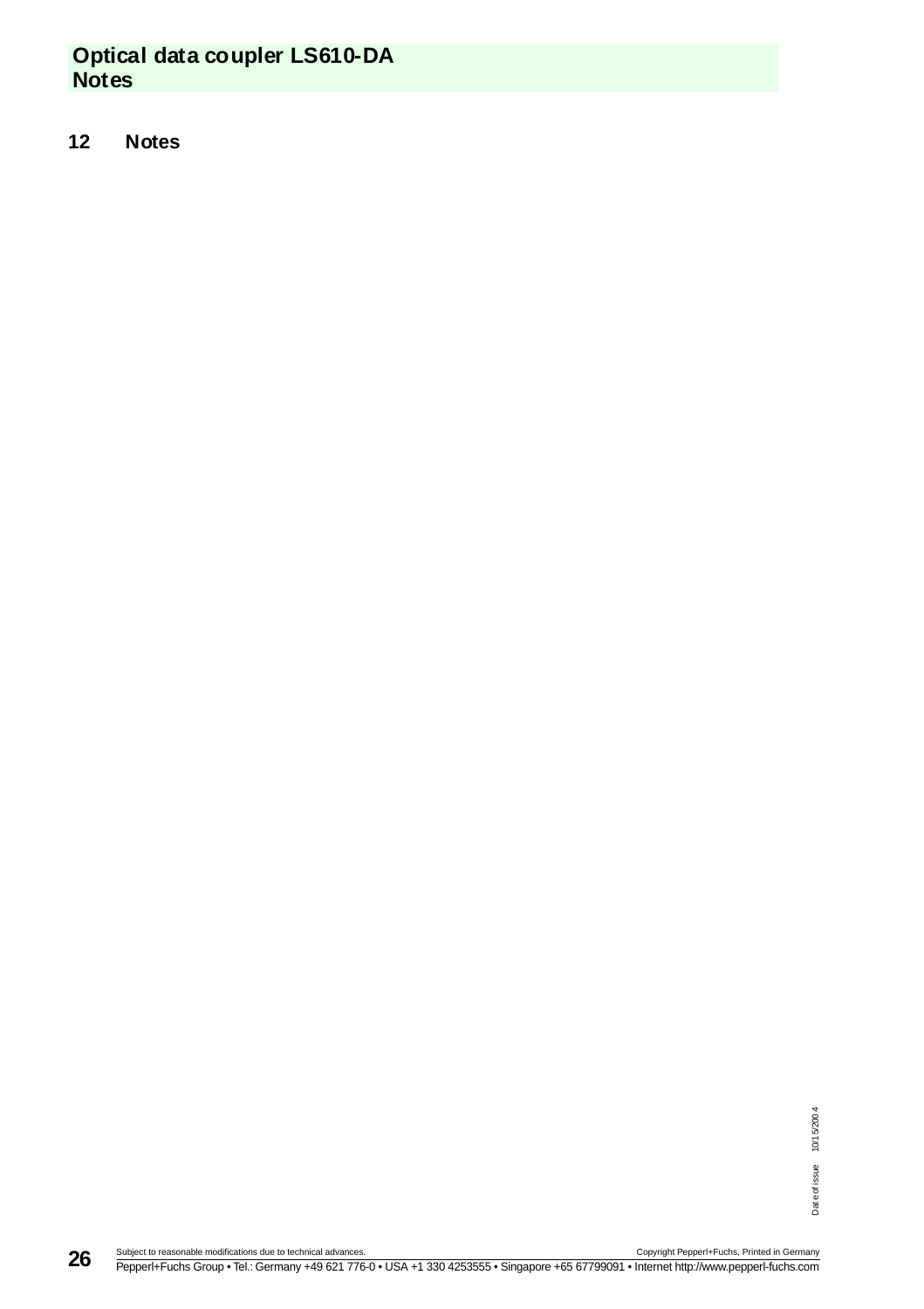# 12 Notes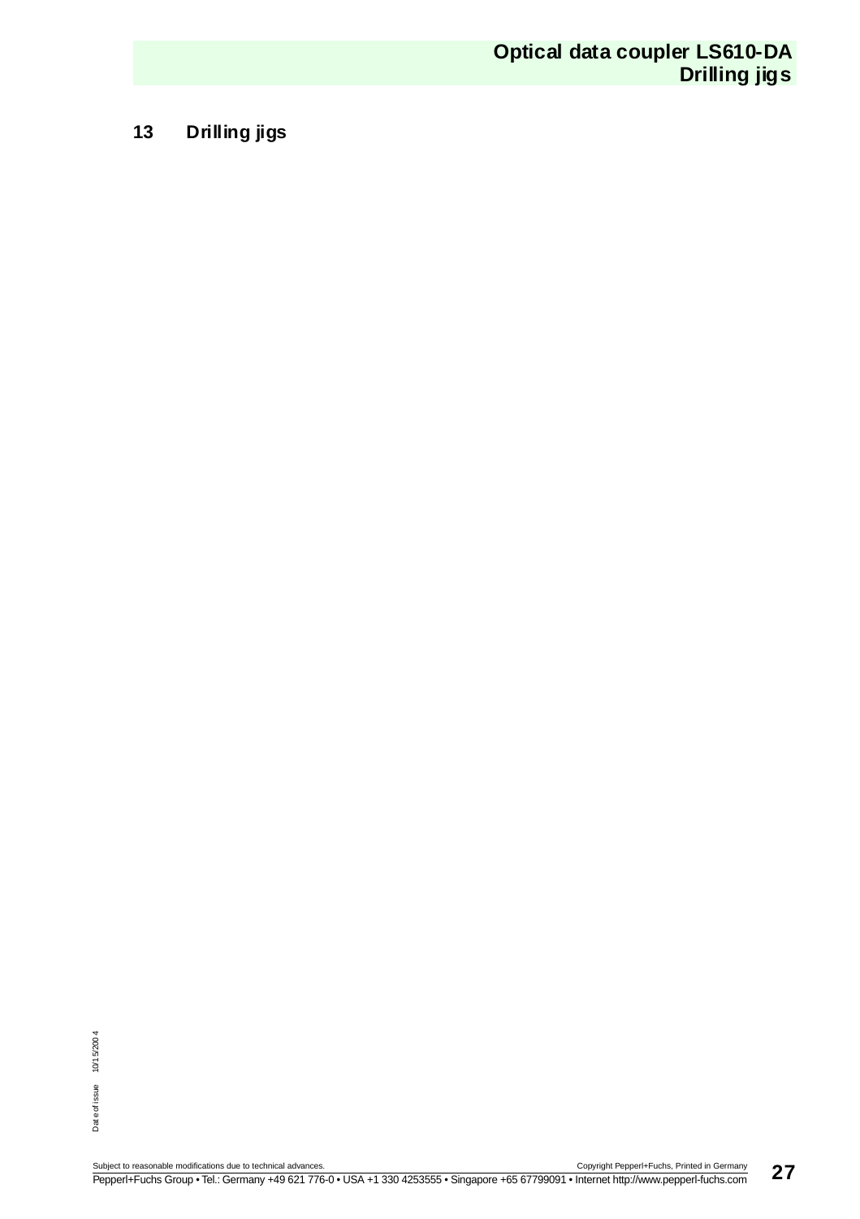# 13 Drilling jigs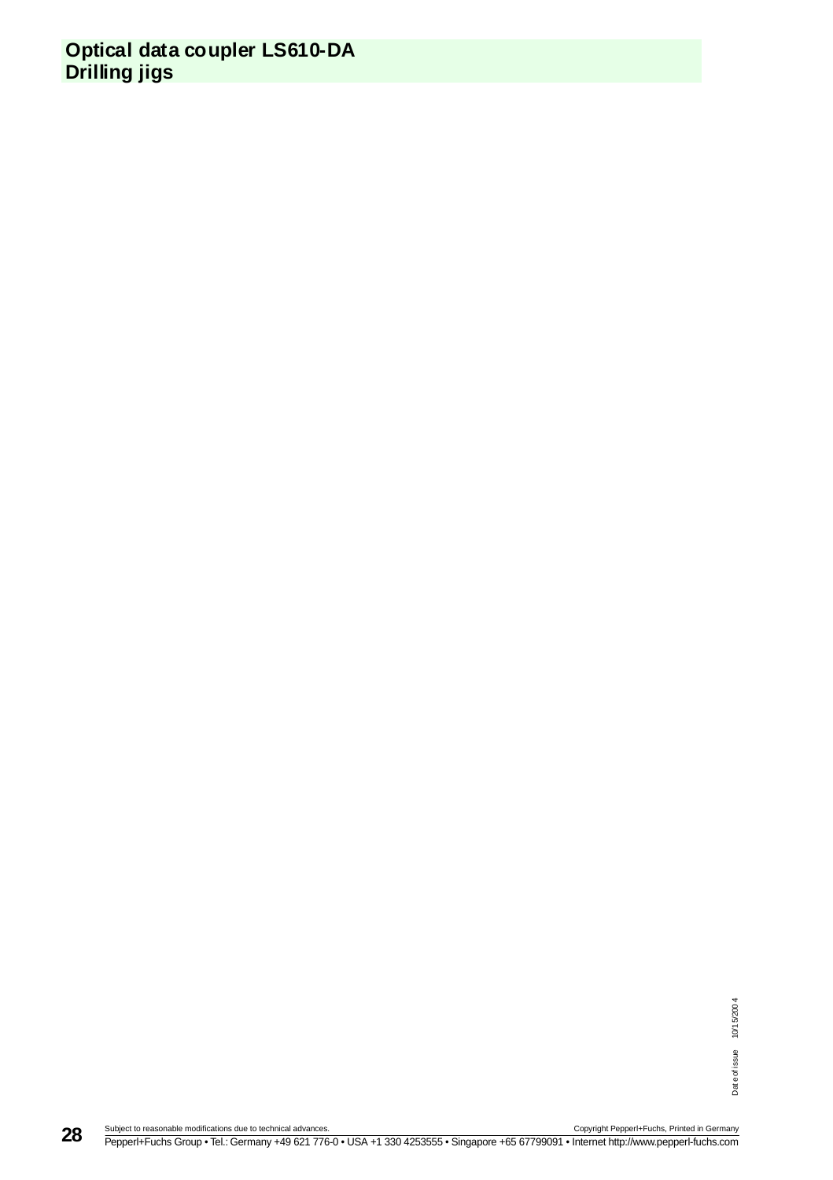# Optical data coupler LS610-DA
# Drilling jigs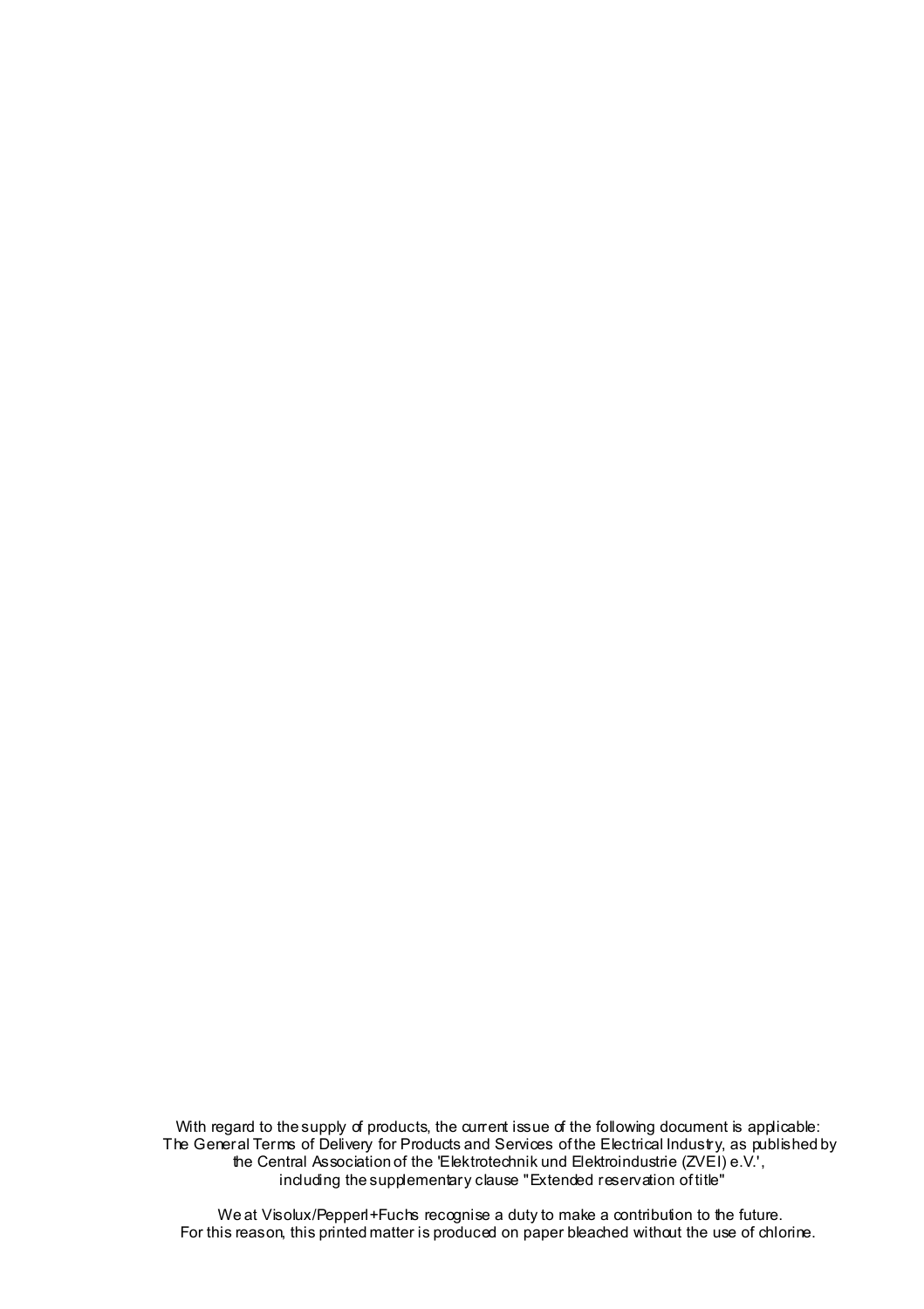With regard to the supply of products, the current issue of the following document is applicable:
The General Terms of Delivery for Products and Services of the Electrical Industry, as published by the Central Association of the 'Elektrotechnik und Elektroindustrie (ZVEI) e.V.', including the supplementary clause "Extended reservation of title"

We at Visolux/Pepperl+Fuchs recognise a duty to make a contribution to the future.
For this reason, this printed matter is produced on paper bleached without the use of chlorine.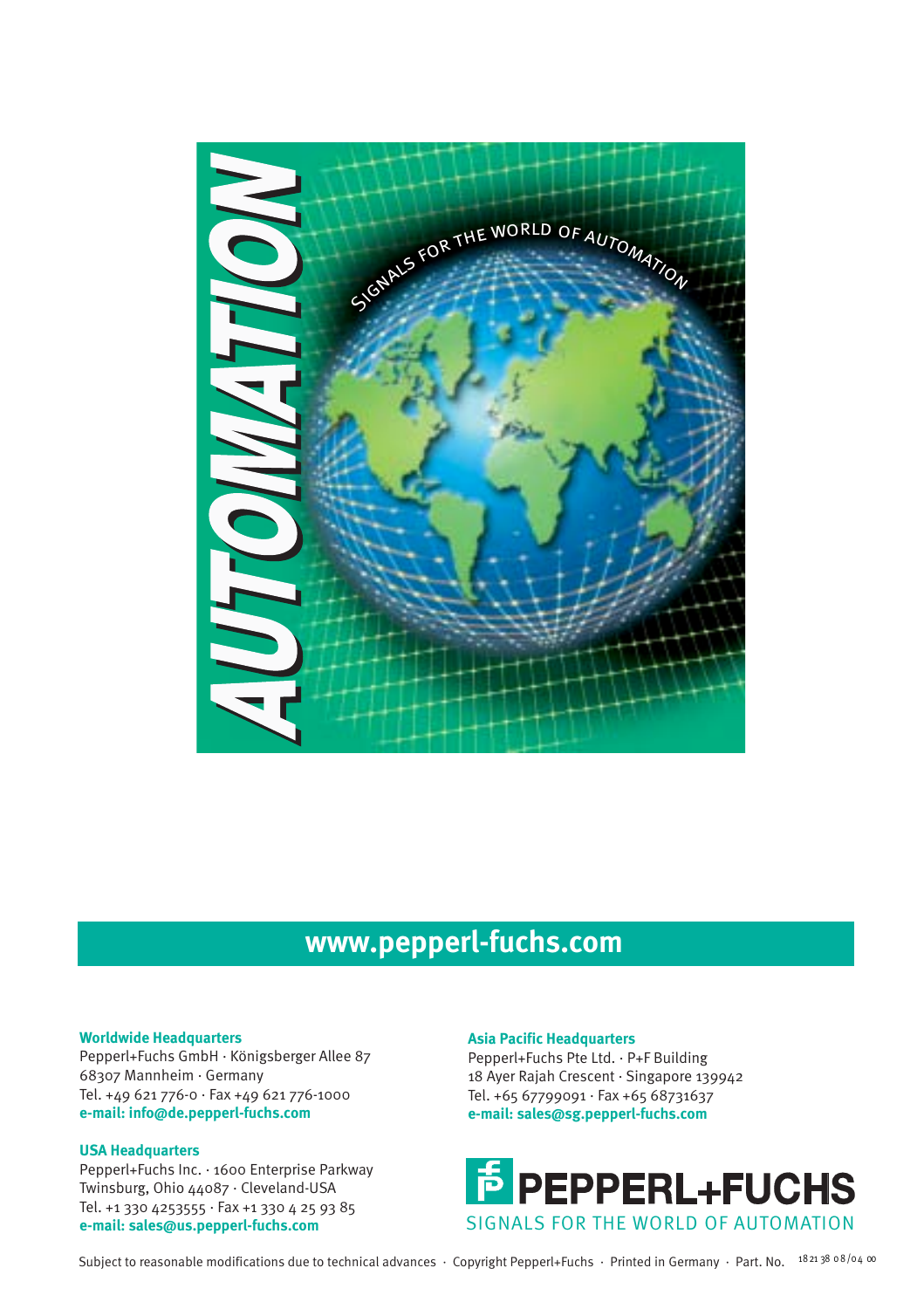AUTOMATION

SIGNALS FOR THE WORLD OF AUTOMATION

**www.pepperl-fuchs.com**

**Worldwide Headquarters**
Pepperl+Fuchs GmbH · Königsberger Allee 87
68307 Mannheim · Germany
Tel. +49 621 776-0 · Fax +49 621 776-1000
**e-mail: info@de.pepperl-fuchs.com**

**USA Headquarters**
Pepperl+Fuchs Inc. · 1600 Enterprise Parkway
Twinsburg, Ohio 44087 · Cleveland-USA
Tel. +1 330 4253555 · Fax +1 330 4 25 93 85
**e-mail: sales@us.pepperl-fuchs.com**

**Asia Pacific Headquarters**
Pepperl+Fuchs Pte Ltd. · P+F Building
18 Ayer Rajah Crescent · Singapore 139942
Tel. +65 67799091 · Fax +65 68731637
**e-mail: sales@sg.pepperl-fuchs.com**

PEPPERL+FUCHS
SIGNALS FOR THE WORLD OF AUTOMATION

Subject to reasonable modifications due to technical advances · Copyright Pepperl+Fuchs · Printed in Germany · Part. No. 182138 08/04 00